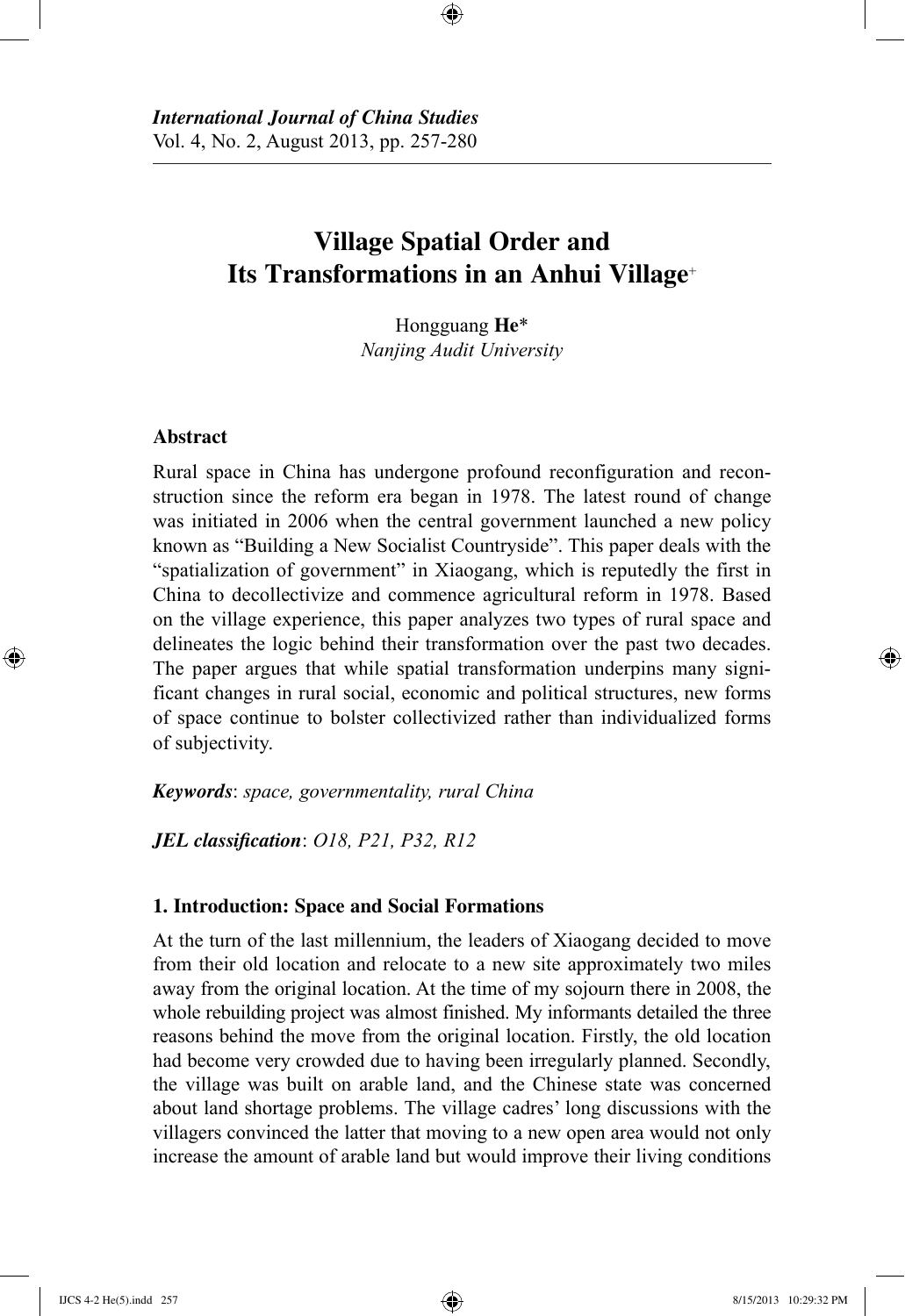*International Journal of China Studies*
Vol. 4, No. 2, August 2013, pp. 257-280

# Village Spatial Order and Its Transformations in an Anhui Village[+]

Hongguang **He***
*Nanjing Audit University*

## Abstract

Rural space in China has undergone profound reconfiguration and reconstruction since the reform era began in 1978. The latest round of change was initiated in 2006 when the central government launched a new policy known as "Building a New Socialist Countryside". This paper deals with the "spatialization of government" in Xiaogang, which is reputedly the first in China to decollectivize and commence agricultural reform in 1978. Based on the village experience, this paper analyzes two types of rural space and delineates the logic behind their transformation over the past two decades. The paper argues that while spatial transformation underpins many significant changes in rural social, economic and political structures, new forms of space continue to bolster collectivized rather than individualized forms of subjectivity.

***Keywords***: *space, governmentality, rural China*

***JEL classification***: *O18, P21, P32, R12*

## 1. Introduction: Space and Social Formations

At the turn of the last millennium, the leaders of Xiaogang decided to move from their old location and relocate to a new site approximately two miles away from the original location. At the time of my sojourn there in 2008, the whole rebuilding project was almost finished. My informants detailed the three reasons behind the move from the original location. Firstly, the old location had become very crowded due to having been irregularly planned. Secondly, the village was built on arable land, and the Chinese state was concerned about land shortage problems. The village cadres' long discussions with the villagers convinced the latter that moving to a new open area would not only increase the amount of arable land but would improve their living conditions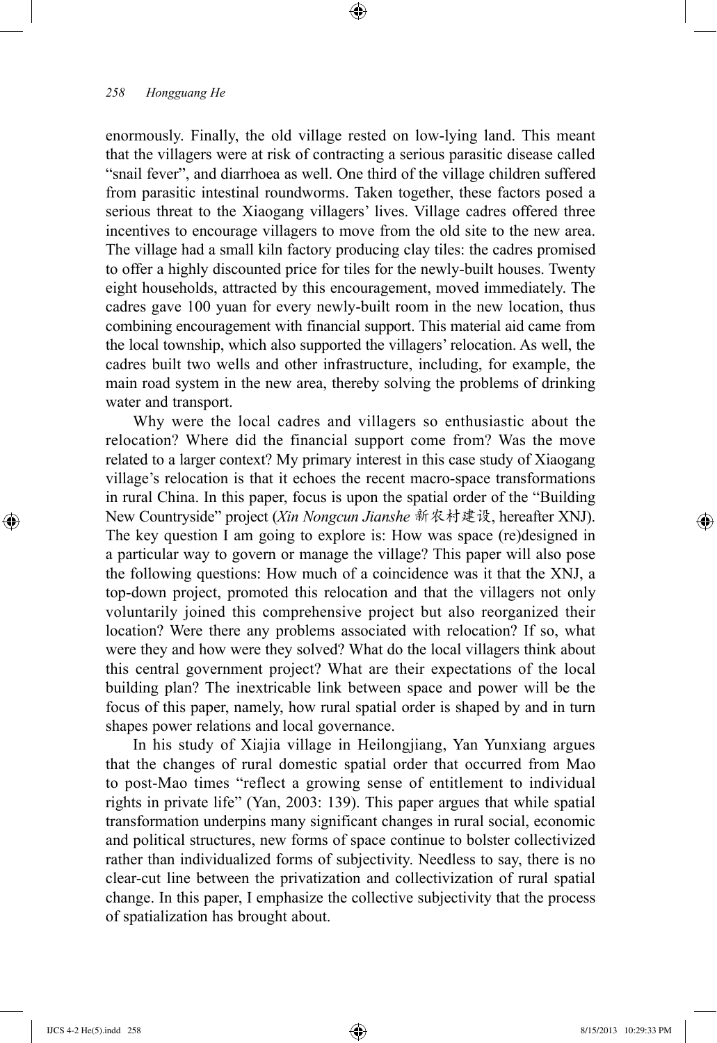enormously. Finally, the old village rested on low-lying land. This meant that the villagers were at risk of contracting a serious parasitic disease called "snail fever", and diarrhoea as well. One third of the village children suffered from parasitic intestinal roundworms. Taken together, these factors posed a serious threat to the Xiaogang villagers' lives. Village cadres offered three incentives to encourage villagers to move from the old site to the new area. The village had a small kiln factory producing clay tiles: the cadres promised to offer a highly discounted price for tiles for the newly-built houses. Twenty eight households, attracted by this encouragement, moved immediately. The cadres gave 100 yuan for every newly-built room in the new location, thus combining encouragement with financial support. This material aid came from the local township, which also supported the villagers' relocation. As well, the cadres built two wells and other infrastructure, including, for example, the main road system in the new area, thereby solving the problems of drinking water and transport.

Why were the local cadres and villagers so enthusiastic about the relocation? Where did the financial support come from? Was the move related to a larger context? My primary interest in this case study of Xiaogang village's relocation is that it echoes the recent macro-space transformations in rural China. In this paper, focus is upon the spatial order of the "Building New Countryside" project (*Xin Nongcun Jianshe* 新农村建设, hereafter XNJ). The key question I am going to explore is: How was space (re)designed in a particular way to govern or manage the village? This paper will also pose the following questions: How much of a coincidence was it that the XNJ, a top-down project, promoted this relocation and that the villagers not only voluntarily joined this comprehensive project but also reorganized their location? Were there any problems associated with relocation? If so, what were they and how were they solved? What do the local villagers think about this central government project? What are their expectations of the local building plan? The inextricable link between space and power will be the focus of this paper, namely, how rural spatial order is shaped by and in turn shapes power relations and local governance.

In his study of Xiajia village in Heilongjiang, Yan Yunxiang argues that the changes of rural domestic spatial order that occurred from Mao to post-Mao times "reflect a growing sense of entitlement to individual rights in private life" (Yan, 2003: 139). This paper argues that while spatial transformation underpins many significant changes in rural social, economic and political structures, new forms of space continue to bolster collectivized rather than individualized forms of subjectivity. Needless to say, there is no clear-cut line between the privatization and collectivization of rural spatial change. In this paper, I emphasize the collective subjectivity that the process of spatialization has brought about.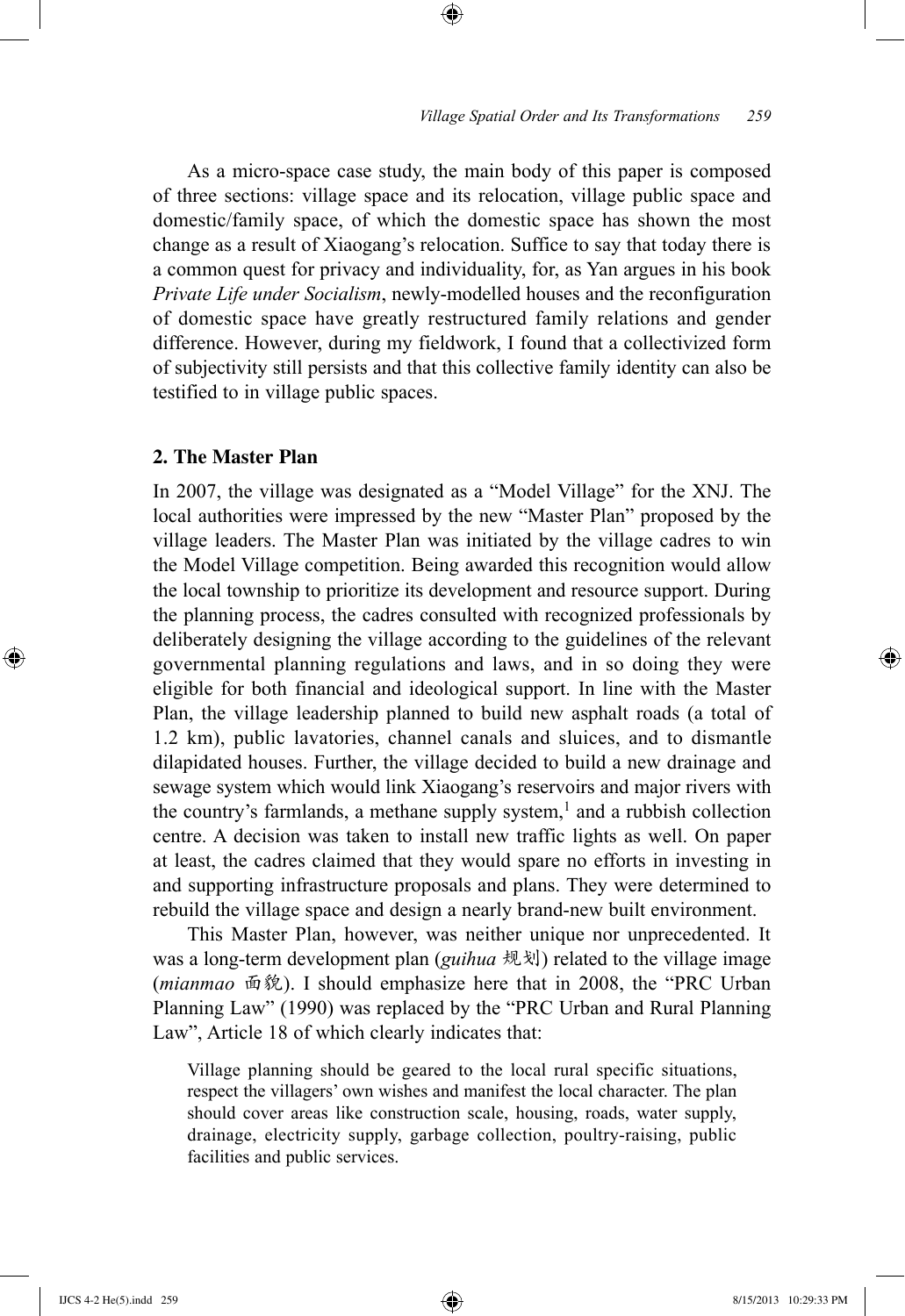As a micro-space case study, the main body of this paper is composed of three sections: village space and its relocation, village public space and domestic/family space, of which the domestic space has shown the most change as a result of Xiaogang's relocation. Suffice to say that today there is a common quest for privacy and individuality, for, as Yan argues in his book *Private Life under Socialism*, newly-modelled houses and the reconfiguration of domestic space have greatly restructured family relations and gender difference. However, during my fieldwork, I found that a collectivized form of subjectivity still persists and that this collective family identity can also be testified to in village public spaces.

## 2. The Master Plan

In 2007, the village was designated as a "Model Village" for the XNJ. The local authorities were impressed by the new "Master Plan" proposed by the village leaders. The Master Plan was initiated by the village cadres to win the Model Village competition. Being awarded this recognition would allow the local township to prioritize its development and resource support. During the planning process, the cadres consulted with recognized professionals by deliberately designing the village according to the guidelines of the relevant governmental planning regulations and laws, and in so doing they were eligible for both financial and ideological support. In line with the Master Plan, the village leadership planned to build new asphalt roads (a total of 1.2 km), public lavatories, channel canals and sluices, and to dismantle dilapidated houses. Further, the village decided to build a new drainage and sewage system which would link Xiaogang's reservoirs and major rivers with the country's farmlands, a methane supply system,[1] and a rubbish collection centre. A decision was taken to install new traffic lights as well. On paper at least, the cadres claimed that they would spare no efforts in investing in and supporting infrastructure proposals and plans. They were determined to rebuild the village space and design a nearly brand-new built environment.

This Master Plan, however, was neither unique nor unprecedented. It was a long-term development plan (*guihua* 规划) related to the village image (*mianmao* 面貌). I should emphasize here that in 2008, the "PRC Urban Planning Law" (1990) was replaced by the "PRC Urban and Rural Planning Law", Article 18 of which clearly indicates that:

> Village planning should be geared to the local rural specific situations, respect the villagers' own wishes and manifest the local character. The plan should cover areas like construction scale, housing, roads, water supply, drainage, electricity supply, garbage collection, poultry-raising, public facilities and public services.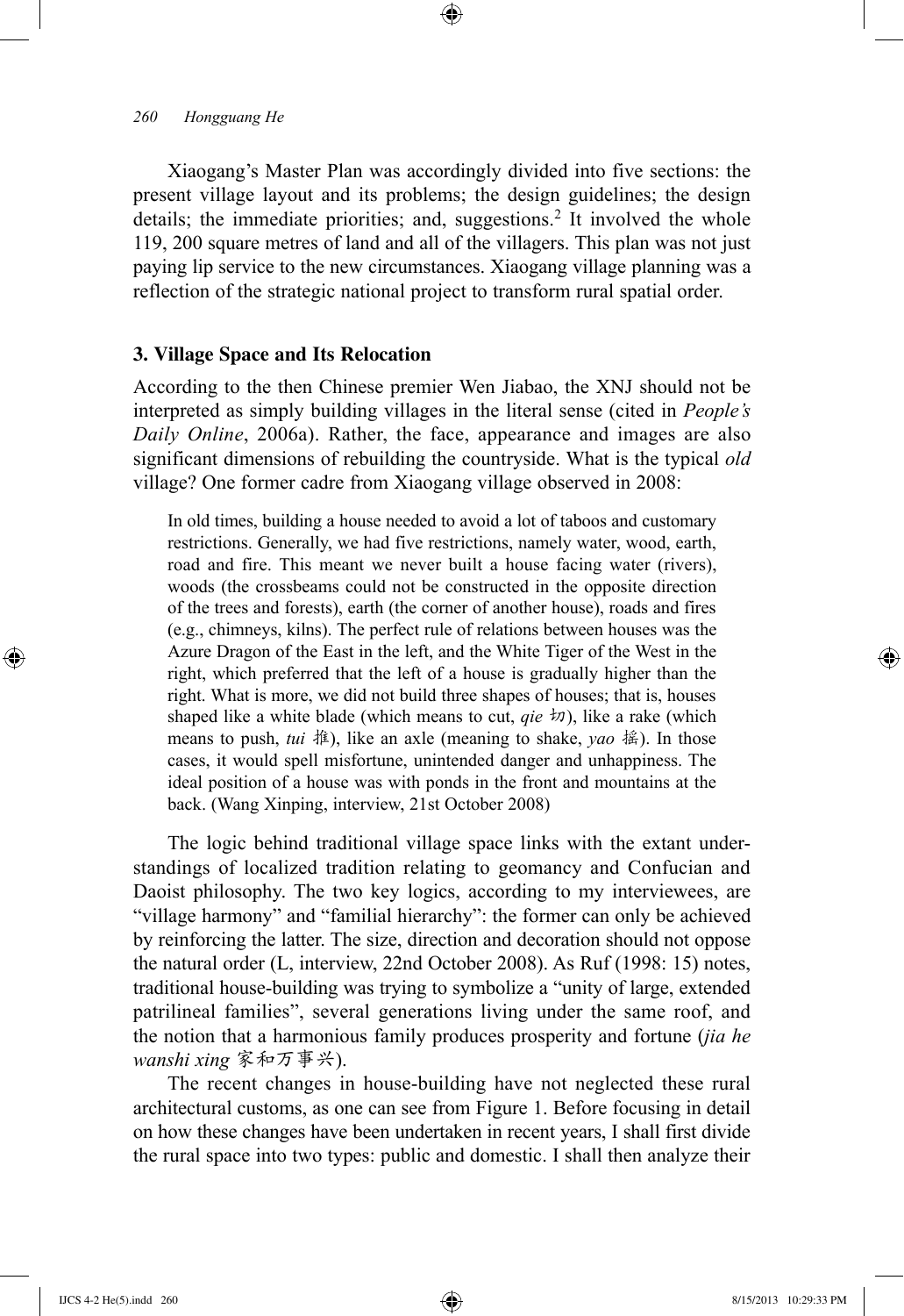Xiaogang's Master Plan was accordingly divided into five sections: the present village layout and its problems; the design guidelines; the design details; the immediate priorities; and, suggestions.[2] It involved the whole 119, 200 square metres of land and all of the villagers. This plan was not just paying lip service to the new circumstances. Xiaogang village planning was a reflection of the strategic national project to transform rural spatial order.

## 3. Village Space and Its Relocation

According to the then Chinese premier Wen Jiabao, the XNJ should not be interpreted as simply building villages in the literal sense (cited in *People's Daily Online*, 2006a). Rather, the face, appearance and images are also significant dimensions of rebuilding the countryside. What is the typical *old* village? One former cadre from Xiaogang village observed in 2008:

> In old times, building a house needed to avoid a lot of taboos and customary restrictions. Generally, we had five restrictions, namely water, wood, earth, road and fire. This meant we never built a house facing water (rivers), woods (the crossbeams could not be constructed in the opposite direction of the trees and forests), earth (the corner of another house), roads and fires (e.g., chimneys, kilns). The perfect rule of relations between houses was the Azure Dragon of the East in the left, and the White Tiger of the West in the right, which preferred that the left of a house is gradually higher than the right. What is more, we did not build three shapes of houses; that is, houses shaped like a white blade (which means to cut, *qie* 切), like a rake (which means to push, *tui* 推), like an axle (meaning to shake, *yao* 摇). In those cases, it would spell misfortune, unintended danger and unhappiness. The ideal position of a house was with ponds in the front and mountains at the back. (Wang Xinping, interview, 21st October 2008)

The logic behind traditional village space links with the extant understandings of localized tradition relating to geomancy and Confucian and Daoist philosophy. The two key logics, according to my interviewees, are "village harmony" and "familial hierarchy": the former can only be achieved by reinforcing the latter. The size, direction and decoration should not oppose the natural order (L, interview, 22nd October 2008). As Ruf (1998: 15) notes, traditional house-building was trying to symbolize a "unity of large, extended patrilineal families", several generations living under the same roof, and the notion that a harmonious family produces prosperity and fortune (*jia he wanshi xing* 家和万事兴).

The recent changes in house-building have not neglected these rural architectural customs, as one can see from Figure 1. Before focusing in detail on how these changes have been undertaken in recent years, I shall first divide the rural space into two types: public and domestic. I shall then analyze their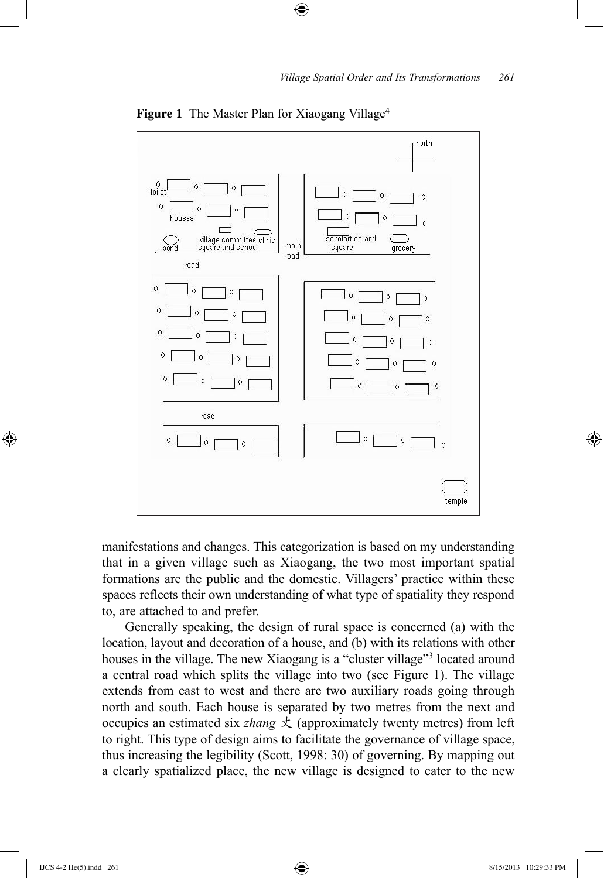**Figure 1** The Master Plan for Xiaogang Village[4]

manifestations and changes. This categorization is based on my understanding that in a given village such as Xiaogang, the two most important spatial formations are the public and the domestic. Villagers' practice within these spaces reflects their own understanding of what type of spatiality they respond to, are attached to and prefer.

Generally speaking, the design of rural space is concerned (a) with the location, layout and decoration of a house, and (b) with its relations with other houses in the village. The new Xiaogang is a "cluster village"[3] located around a central road which splits the village into two (see Figure 1). The village extends from east to west and there are two auxiliary roads going through north and south. Each house is separated by two metres from the next and occupies an estimated six *zhang* 丈 (approximately twenty metres) from left to right. This type of design aims to facilitate the governance of village space, thus increasing the legibility (Scott, 1998: 30) of governing. By mapping out a clearly spatialized place, the new village is designed to cater to the new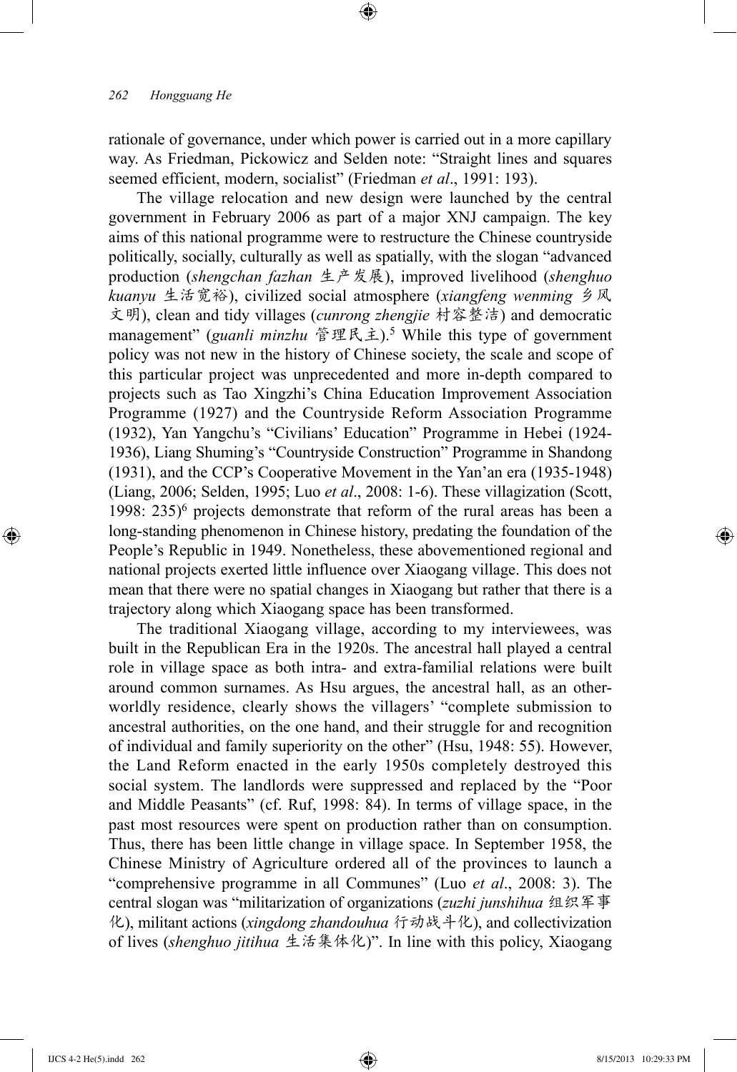rationale of governance, under which power is carried out in a more capillary way. As Friedman, Pickowicz and Selden note: "Straight lines and squares seemed efficient, modern, socialist" (Friedman *et al*., 1991: 193).

The village relocation and new design were launched by the central government in February 2006 as part of a major XNJ campaign. The key aims of this national programme were to restructure the Chinese countryside politically, socially, culturally as well as spatially, with the slogan "advanced production (*shengchan fazhan* 生产发展), improved livelihood (*shenghuo kuanyu* 生活宽裕), civilized social atmosphere (*xiangfeng wenming* 乡风文明), clean and tidy villages (*cunrong zhengjie* 村容整洁) and democratic management" (*guanli minzhu* 管理民主).[5] While this type of government policy was not new in the history of Chinese society, the scale and scope of this particular project was unprecedented and more in-depth compared to projects such as Tao Xingzhi's China Education Improvement Association Programme (1927) and the Countryside Reform Association Programme (1932), Yan Yangchu's "Civilians' Education" Programme in Hebei (1924-1936), Liang Shuming's "Countryside Construction" Programme in Shandong (1931), and the CCP's Cooperative Movement in the Yan'an era (1935-1948) (Liang, 2006; Selden, 1995; Luo *et al*., 2008: 1-6). These villagization (Scott, 1998: 235)[6] projects demonstrate that reform of the rural areas has been a long-standing phenomenon in Chinese history, predating the foundation of the People's Republic in 1949. Nonetheless, these abovementioned regional and national projects exerted little influence over Xiaogang village. This does not mean that there were no spatial changes in Xiaogang but rather that there is a trajectory along which Xiaogang space has been transformed.

The traditional Xiaogang village, according to my interviewees, was built in the Republican Era in the 1920s. The ancestral hall played a central role in village space as both intra- and extra-familial relations were built around common surnames. As Hsu argues, the ancestral hall, as an other-worldly residence, clearly shows the villagers' "complete submission to ancestral authorities, on the one hand, and their struggle for and recognition of individual and family superiority on the other" (Hsu, 1948: 55). However, the Land Reform enacted in the early 1950s completely destroyed this social system. The landlords were suppressed and replaced by the "Poor and Middle Peasants" (cf. Ruf, 1998: 84). In terms of village space, in the past most resources were spent on production rather than on consumption. Thus, there has been little change in village space. In September 1958, the Chinese Ministry of Agriculture ordered all of the provinces to launch a "comprehensive programme in all Communes" (Luo *et al*., 2008: 3). The central slogan was "militarization of organizations (*zuzhi junshihua* 组织军事化), militant actions (*xingdong zhandouhua* 行动战斗化), and collectivization of lives (*shenghuo jitihua* 生活集体化)". In line with this policy, Xiaogang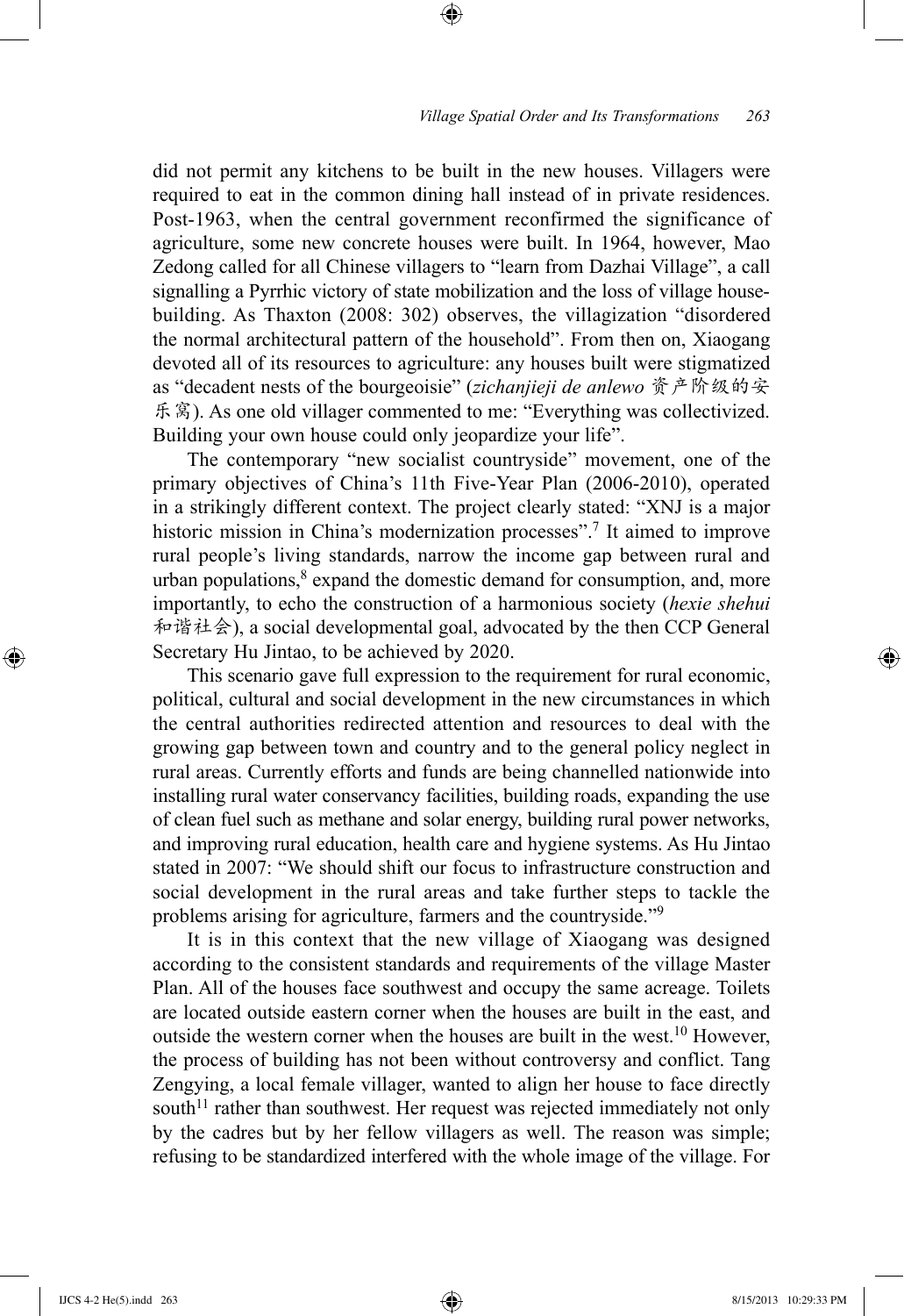did not permit any kitchens to be built in the new houses. Villagers were required to eat in the common dining hall instead of in private residences. Post-1963, when the central government reconfirmed the significance of agriculture, some new concrete houses were built. In 1964, however, Mao Zedong called for all Chinese villagers to "learn from Dazhai Village", a call signalling a Pyrrhic victory of state mobilization and the loss of village house-building. As Thaxton (2008: 302) observes, the villagization "disordered the normal architectural pattern of the household". From then on, Xiaogang devoted all of its resources to agriculture: any houses built were stigmatized as "decadent nests of the bourgeoisie" (*zichanjieji de anlewo* 资产阶级的安乐窝). As one old villager commented to me: "Everything was collectivized. Building your own house could only jeopardize your life".

The contemporary "new socialist countryside" movement, one of the primary objectives of China's 11th Five-Year Plan (2006-2010), operated in a strikingly different context. The project clearly stated: "XNJ is a major historic mission in China's modernization processes".[7] It aimed to improve rural people's living standards, narrow the income gap between rural and urban populations,[8] expand the domestic demand for consumption, and, more importantly, to echo the construction of a harmonious society (*hexie shehui* 和谐社会), a social developmental goal, advocated by the then CCP General Secretary Hu Jintao, to be achieved by 2020.

This scenario gave full expression to the requirement for rural economic, political, cultural and social development in the new circumstances in which the central authorities redirected attention and resources to deal with the growing gap between town and country and to the general policy neglect in rural areas. Currently efforts and funds are being channelled nationwide into installing rural water conservancy facilities, building roads, expanding the use of clean fuel such as methane and solar energy, building rural power networks, and improving rural education, health care and hygiene systems. As Hu Jintao stated in 2007: "We should shift our focus to infrastructure construction and social development in the rural areas and take further steps to tackle the problems arising for agriculture, farmers and the countryside."[9]

It is in this context that the new village of Xiaogang was designed according to the consistent standards and requirements of the village Master Plan. All of the houses face southwest and occupy the same acreage. Toilets are located outside eastern corner when the houses are built in the east, and outside the western corner when the houses are built in the west.[10] However, the process of building has not been without controversy and conflict. Tang Zengying, a local female villager, wanted to align her house to face directly south[11] rather than southwest. Her request was rejected immediately not only by the cadres but by her fellow villagers as well. The reason was simple; refusing to be standardized interfered with the whole image of the village. For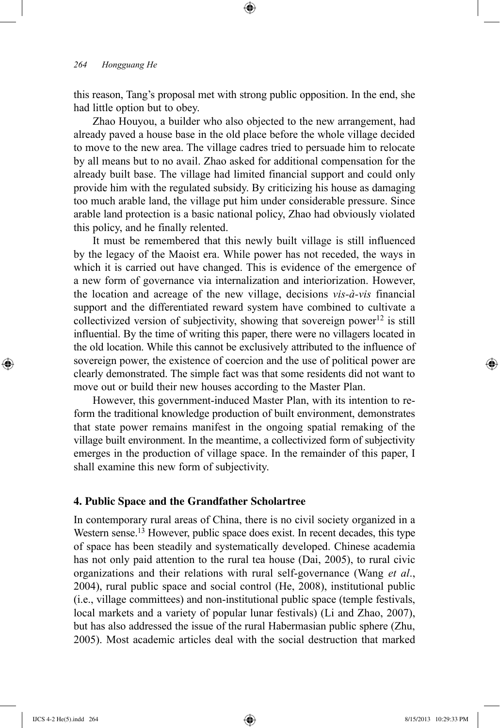this reason, Tang's proposal met with strong public opposition. In the end, she had little option but to obey.

Zhao Houyou, a builder who also objected to the new arrangement, had already paved a house base in the old place before the whole village decided to move to the new area. The village cadres tried to persuade him to relocate by all means but to no avail. Zhao asked for additional compensation for the already built base. The village had limited financial support and could only provide him with the regulated subsidy. By criticizing his house as damaging too much arable land, the village put him under considerable pressure. Since arable land protection is a basic national policy, Zhao had obviously violated this policy, and he finally relented.

It must be remembered that this newly built village is still influenced by the legacy of the Maoist era. While power has not receded, the ways in which it is carried out have changed. This is evidence of the emergence of a new form of governance via internalization and interiorization. However, the location and acreage of the new village, decisions *vis-à-vis* financial support and the differentiated reward system have combined to cultivate a collectivized version of subjectivity, showing that sovereign power[12] is still influential. By the time of writing this paper, there were no villagers located in the old location. While this cannot be exclusively attributed to the influence of sovereign power, the existence of coercion and the use of political power are clearly demonstrated. The simple fact was that some residents did not want to move out or build their new houses according to the Master Plan.

However, this government-induced Master Plan, with its intention to reform the traditional knowledge production of built environment, demonstrates that state power remains manifest in the ongoing spatial remaking of the village built environment. In the meantime, a collectivized form of subjectivity emerges in the production of village space. In the remainder of this paper, I shall examine this new form of subjectivity.

## 4. Public Space and the Grandfather Scholartree

In contemporary rural areas of China, there is no civil society organized in a Western sense.[13] However, public space does exist. In recent decades, this type of space has been steadily and systematically developed. Chinese academia has not only paid attention to the rural tea house (Dai, 2005), to rural civic organizations and their relations with rural self-governance (Wang *et al*., 2004), rural public space and social control (He, 2008), institutional public (i.e., village committees) and non-institutional public space (temple festivals, local markets and a variety of popular lunar festivals) (Li and Zhao, 2007), but has also addressed the issue of the rural Habermasian public sphere (Zhu, 2005). Most academic articles deal with the social destruction that marked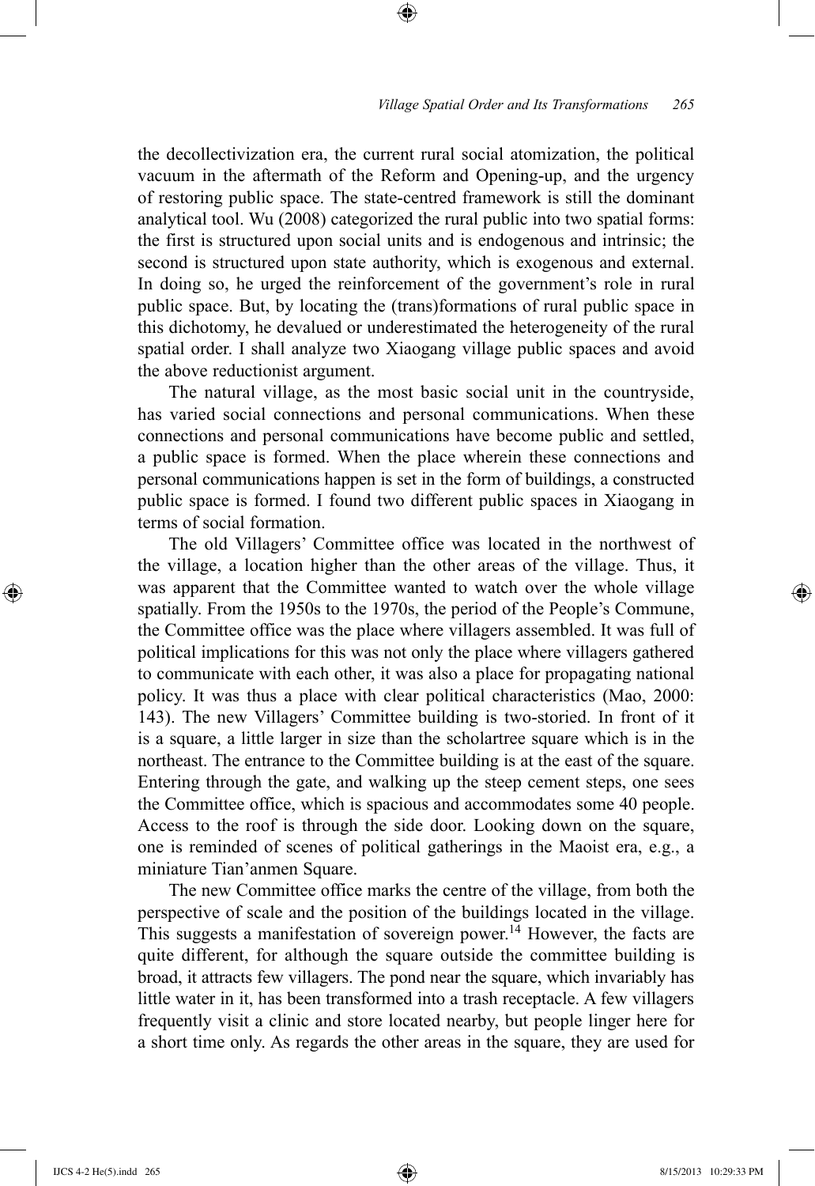the decollectivization era, the current rural social atomization, the political vacuum in the aftermath of the Reform and Opening-up, and the urgency of restoring public space. The state-centred framework is still the dominant analytical tool. Wu (2008) categorized the rural public into two spatial forms: the first is structured upon social units and is endogenous and intrinsic; the second is structured upon state authority, which is exogenous and external. In doing so, he urged the reinforcement of the government's role in rural public space. But, by locating the (trans)formations of rural public space in this dichotomy, he devalued or underestimated the heterogeneity of the rural spatial order. I shall analyze two Xiaogang village public spaces and avoid the above reductionist argument.

The natural village, as the most basic social unit in the countryside, has varied social connections and personal communications. When these connections and personal communications have become public and settled, a public space is formed. When the place wherein these connections and personal communications happen is set in the form of buildings, a constructed public space is formed. I found two different public spaces in Xiaogang in terms of social formation.

The old Villagers' Committee office was located in the northwest of the village, a location higher than the other areas of the village. Thus, it was apparent that the Committee wanted to watch over the whole village spatially. From the 1950s to the 1970s, the period of the People's Commune, the Committee office was the place where villagers assembled. It was full of political implications for this was not only the place where villagers gathered to communicate with each other, it was also a place for propagating national policy. It was thus a place with clear political characteristics (Mao, 2000: 143). The new Villagers' Committee building is two-storied. In front of it is a square, a little larger in size than the scholartree square which is in the northeast. The entrance to the Committee building is at the east of the square. Entering through the gate, and walking up the steep cement steps, one sees the Committee office, which is spacious and accommodates some 40 people. Access to the roof is through the side door. Looking down on the square, one is reminded of scenes of political gatherings in the Maoist era, e.g., a miniature Tian'anmen Square.

The new Committee office marks the centre of the village, from both the perspective of scale and the position of the buildings located in the village. This suggests a manifestation of sovereign power.[14] However, the facts are quite different, for although the square outside the committee building is broad, it attracts few villagers. The pond near the square, which invariably has little water in it, has been transformed into a trash receptacle. A few villagers frequently visit a clinic and store located nearby, but people linger here for a short time only. As regards the other areas in the square, they are used for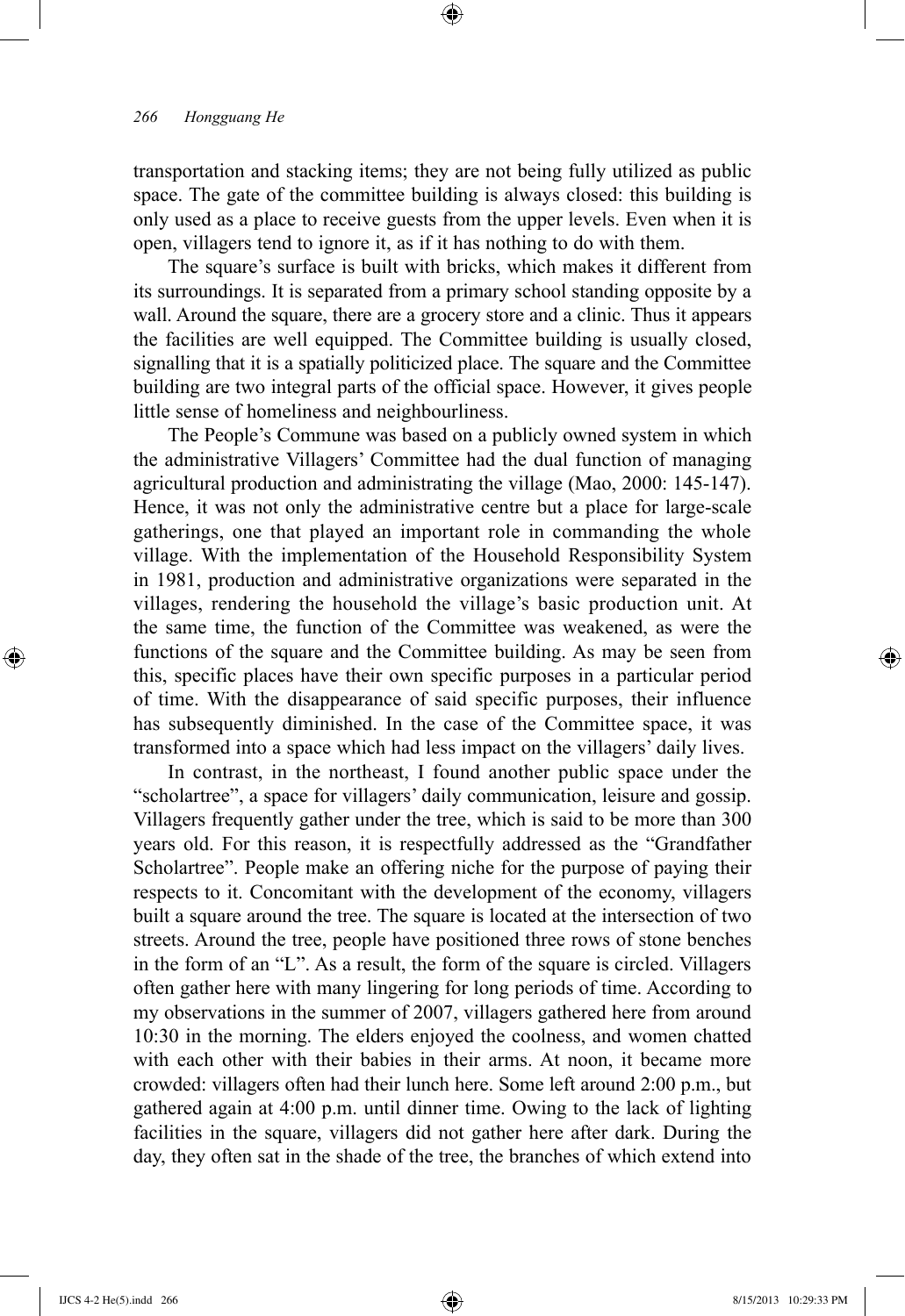transportation and stacking items; they are not being fully utilized as public space. The gate of the committee building is always closed: this building is only used as a place to receive guests from the upper levels. Even when it is open, villagers tend to ignore it, as if it has nothing to do with them.

The square's surface is built with bricks, which makes it different from its surroundings. It is separated from a primary school standing opposite by a wall. Around the square, there are a grocery store and a clinic. Thus it appears the facilities are well equipped. The Committee building is usually closed, signalling that it is a spatially politicized place. The square and the Committee building are two integral parts of the official space. However, it gives people little sense of homeliness and neighbourliness.

The People's Commune was based on a publicly owned system in which the administrative Villagers' Committee had the dual function of managing agricultural production and administrating the village (Mao, 2000: 145-147). Hence, it was not only the administrative centre but a place for large-scale gatherings, one that played an important role in commanding the whole village. With the implementation of the Household Responsibility System in 1981, production and administrative organizations were separated in the villages, rendering the household the village's basic production unit. At the same time, the function of the Committee was weakened, as were the functions of the square and the Committee building. As may be seen from this, specific places have their own specific purposes in a particular period of time. With the disappearance of said specific purposes, their influence has subsequently diminished. In the case of the Committee space, it was transformed into a space which had less impact on the villagers' daily lives.

In contrast, in the northeast, I found another public space under the "scholartree", a space for villagers' daily communication, leisure and gossip. Villagers frequently gather under the tree, which is said to be more than 300 years old. For this reason, it is respectfully addressed as the "Grandfather Scholartree". People make an offering niche for the purpose of paying their respects to it. Concomitant with the development of the economy, villagers built a square around the tree. The square is located at the intersection of two streets. Around the tree, people have positioned three rows of stone benches in the form of an "L". As a result, the form of the square is circled. Villagers often gather here with many lingering for long periods of time. According to my observations in the summer of 2007, villagers gathered here from around 10:30 in the morning. The elders enjoyed the coolness, and women chatted with each other with their babies in their arms. At noon, it became more crowded: villagers often had their lunch here. Some left around 2:00 p.m., but gathered again at 4:00 p.m. until dinner time. Owing to the lack of lighting facilities in the square, villagers did not gather here after dark. During the day, they often sat in the shade of the tree, the branches of which extend into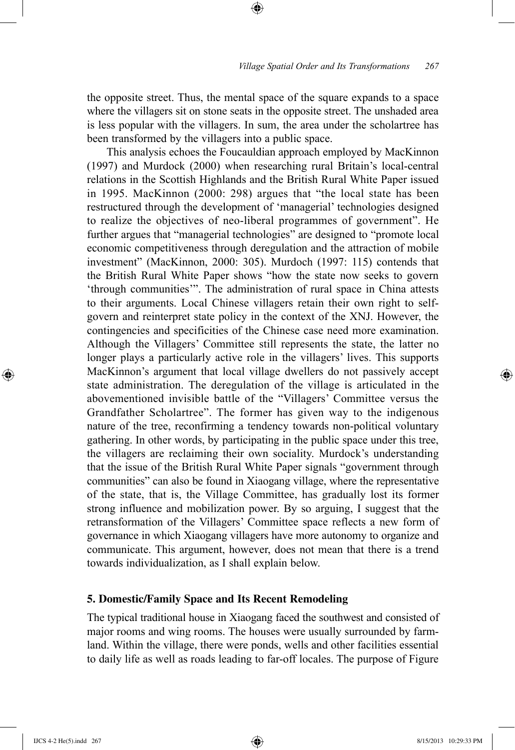the opposite street. Thus, the mental space of the square expands to a space where the villagers sit on stone seats in the opposite street. The unshaded area is less popular with the villagers. In sum, the area under the scholartree has been transformed by the villagers into a public space.

This analysis echoes the Foucauldian approach employed by MacKinnon (1997) and Murdock (2000) when researching rural Britain's local-central relations in the Scottish Highlands and the British Rural White Paper issued in 1995. MacKinnon (2000: 298) argues that "the local state has been restructured through the development of 'managerial' technologies designed to realize the objectives of neo-liberal programmes of government". He further argues that "managerial technologies" are designed to "promote local economic competitiveness through deregulation and the attraction of mobile investment" (MacKinnon, 2000: 305). Murdoch (1997: 115) contends that the British Rural White Paper shows "how the state now seeks to govern 'through communities'". The administration of rural space in China attests to their arguments. Local Chinese villagers retain their own right to self-govern and reinterpret state policy in the context of the XNJ. However, the contingencies and specificities of the Chinese case need more examination. Although the Villagers' Committee still represents the state, the latter no longer plays a particularly active role in the villagers' lives. This supports MacKinnon's argument that local village dwellers do not passively accept state administration. The deregulation of the village is articulated in the abovementioned invisible battle of the "Villagers' Committee versus the Grandfather Scholartree". The former has given way to the indigenous nature of the tree, reconfirming a tendency towards non-political voluntary gathering. In other words, by participating in the public space under this tree, the villagers are reclaiming their own sociality. Murdock's understanding that the issue of the British Rural White Paper signals "government through communities" can also be found in Xiaogang village, where the representative of the state, that is, the Village Committee, has gradually lost its former strong influence and mobilization power. By so arguing, I suggest that the retransformation of the Villagers' Committee space reflects a new form of governance in which Xiaogang villagers have more autonomy to organize and communicate. This argument, however, does not mean that there is a trend towards individualization, as I shall explain below.

## 5. Domestic/Family Space and Its Recent Remodeling

The typical traditional house in Xiaogang faced the southwest and consisted of major rooms and wing rooms. The houses were usually surrounded by farmland. Within the village, there were ponds, wells and other facilities essential to daily life as well as roads leading to far-off locales. The purpose of Figure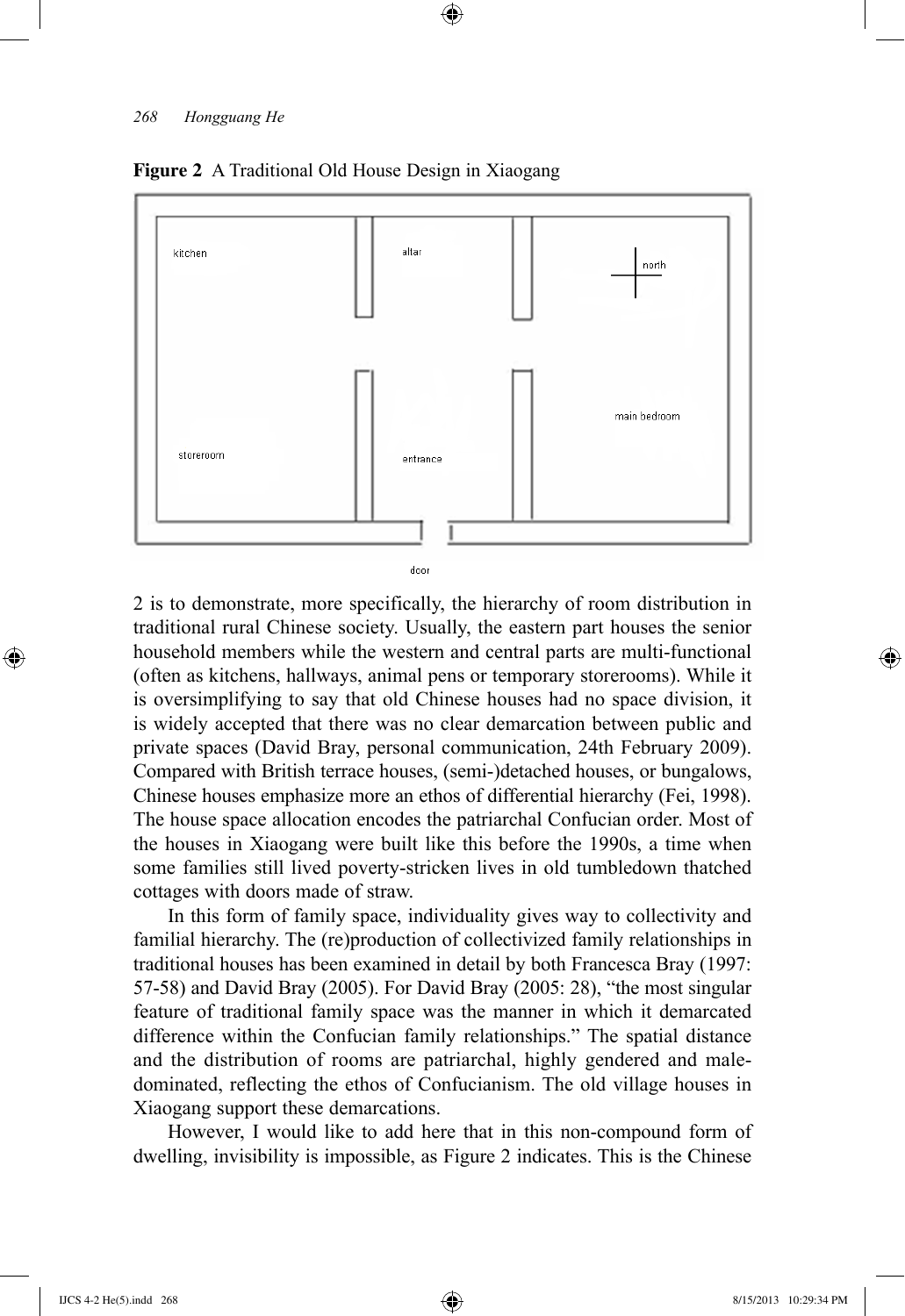**Figure 2** A Traditional Old House Design in Xiaogang

kitchen | altar | north

storeroom | entrance | main bedroom

door

2 is to demonstrate, more specifically, the hierarchy of room distribution in traditional rural Chinese society. Usually, the eastern part houses the senior household members while the western and central parts are multi-functional (often as kitchens, hallways, animal pens or temporary storerooms). While it is oversimplifying to say that old Chinese houses had no space division, it is widely accepted that there was no clear demarcation between public and private spaces (David Bray, personal communication, 24th February 2009). Compared with British terrace houses, (semi-)detached houses, or bungalows, Chinese houses emphasize more an ethos of differential hierarchy (Fei, 1998). The house space allocation encodes the patriarchal Confucian order. Most of the houses in Xiaogang were built like this before the 1990s, a time when some families still lived poverty-stricken lives in old tumbledown thatched cottages with doors made of straw.

In this form of family space, individuality gives way to collectivity and familial hierarchy. The (re)production of collectivized family relationships in traditional houses has been examined in detail by both Francesca Bray (1997: 57-58) and David Bray (2005). For David Bray (2005: 28), "the most singular feature of traditional family space was the manner in which it demarcated difference within the Confucian family relationships." The spatial distance and the distribution of rooms are patriarchal, highly gendered and male-dominated, reflecting the ethos of Confucianism. The old village houses in Xiaogang support these demarcations.

However, I would like to add here that in this non-compound form of dwelling, invisibility is impossible, as Figure 2 indicates. This is the Chinese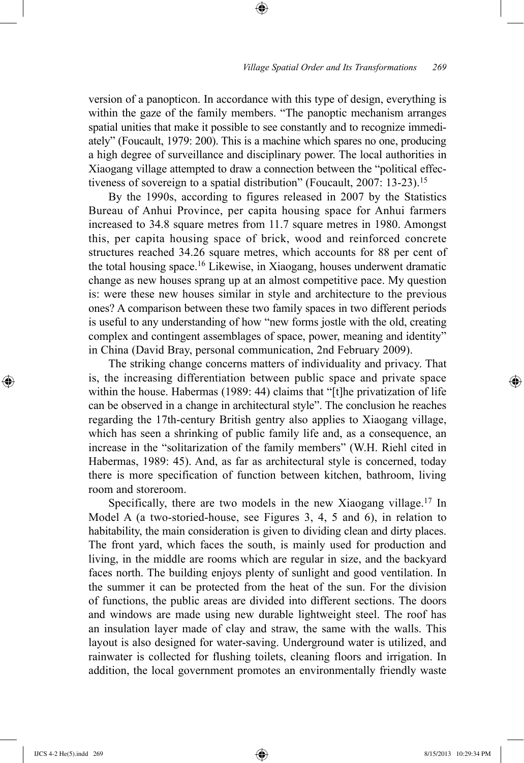version of a panopticon. In accordance with this type of design, everything is within the gaze of the family members. "The panoptic mechanism arranges spatial unities that make it possible to see constantly and to recognize immediately" (Foucault, 1979: 200). This is a machine which spares no one, producing a high degree of surveillance and disciplinary power. The local authorities in Xiaogang village attempted to draw a connection between the "political effectiveness of sovereign to a spatial distribution" (Foucault, 2007: 13-23).[15]

By the 1990s, according to figures released in 2007 by the Statistics Bureau of Anhui Province, per capita housing space for Anhui farmers increased to 34.8 square metres from 11.7 square metres in 1980. Amongst this, per capita housing space of brick, wood and reinforced concrete structures reached 34.26 square metres, which accounts for 88 per cent of the total housing space.[16] Likewise, in Xiaogang, houses underwent dramatic change as new houses sprang up at an almost competitive pace. My question is: were these new houses similar in style and architecture to the previous ones? A comparison between these two family spaces in two different periods is useful to any understanding of how "new forms jostle with the old, creating complex and contingent assemblages of space, power, meaning and identity" in China (David Bray, personal communication, 2nd February 2009).

The striking change concerns matters of individuality and privacy. That is, the increasing differentiation between public space and private space within the house. Habermas (1989: 44) claims that "[t]he privatization of life can be observed in a change in architectural style". The conclusion he reaches regarding the 17th-century British gentry also applies to Xiaogang village, which has seen a shrinking of public family life and, as a consequence, an increase in the "solitarization of the family members" (W.H. Riehl cited in Habermas, 1989: 45). And, as far as architectural style is concerned, today there is more specification of function between kitchen, bathroom, living room and storeroom.

Specifically, there are two models in the new Xiaogang village.[17] In Model A (a two-storied-house, see Figures 3, 4, 5 and 6), in relation to habitability, the main consideration is given to dividing clean and dirty places. The front yard, which faces the south, is mainly used for production and living, in the middle are rooms which are regular in size, and the backyard faces north. The building enjoys plenty of sunlight and good ventilation. In the summer it can be protected from the heat of the sun. For the division of functions, the public areas are divided into different sections. The doors and windows are made using new durable lightweight steel. The roof has an insulation layer made of clay and straw, the same with the walls. This layout is also designed for water-saving. Underground water is utilized, and rainwater is collected for flushing toilets, cleaning floors and irrigation. In addition, the local government promotes an environmentally friendly waste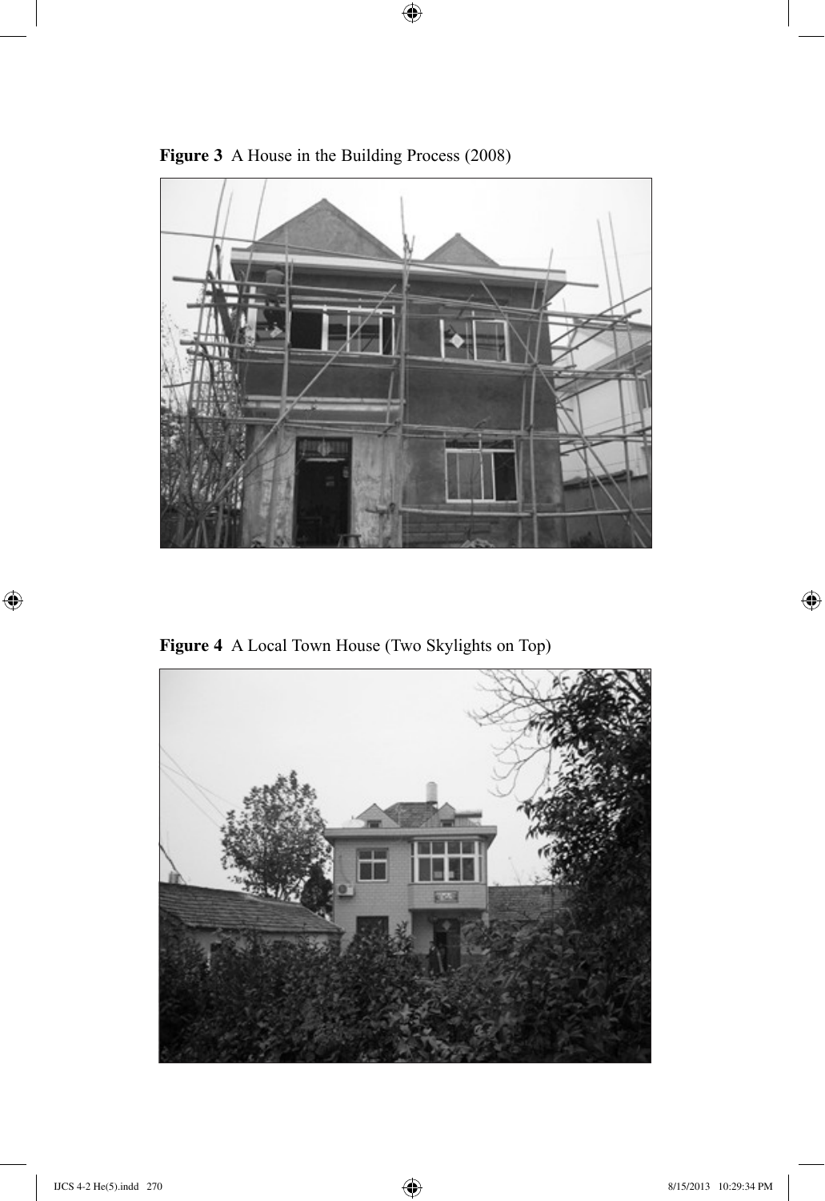**Figure 3** A House in the Building Process (2008)

**Figure 4** A Local Town House (Two Skylights on Top)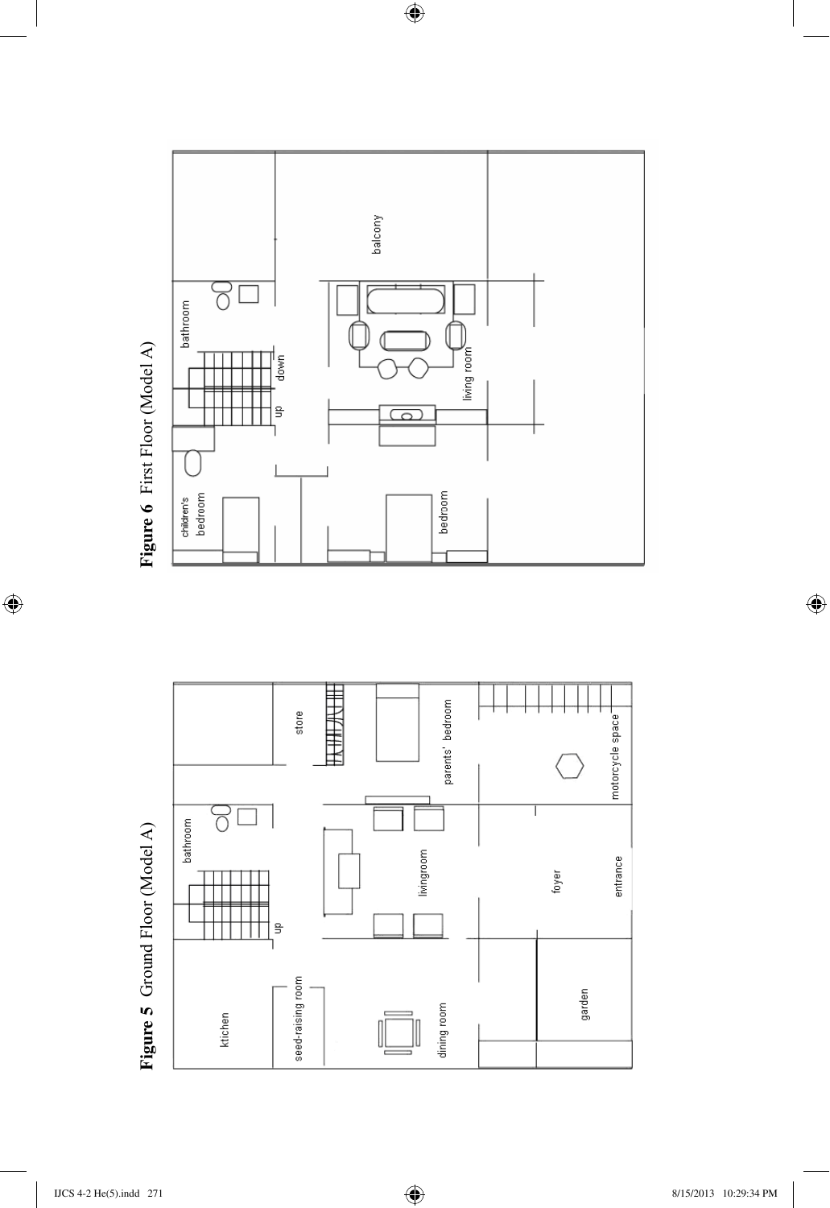**Figure 5** Ground Floor (Model A)

**Figure 6** First Floor (Model A)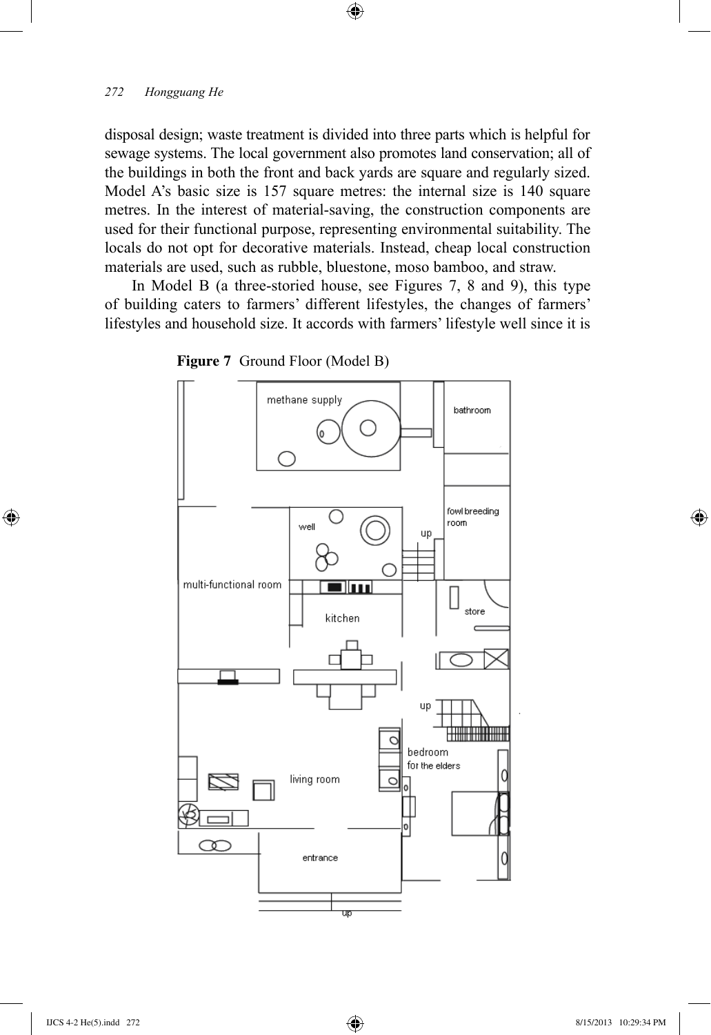disposal design; waste treatment is divided into three parts which is helpful for sewage systems. The local government also promotes land conservation; all of the buildings in both the front and back yards are square and regularly sized. Model A's basic size is 157 square metres: the internal size is 140 square metres. In the interest of material-saving, the construction components are used for their functional purpose, representing environmental suitability. The locals do not opt for decorative materials. Instead, cheap local construction materials are used, such as rubble, bluestone, moso bamboo, and straw.

In Model B (a three-storied house, see Figures 7, 8 and 9), this type of building caters to farmers' different lifestyles, the changes of farmers' lifestyles and household size. It accords with farmers' lifestyle well since it is

**Figure 7** Ground Floor (Model B)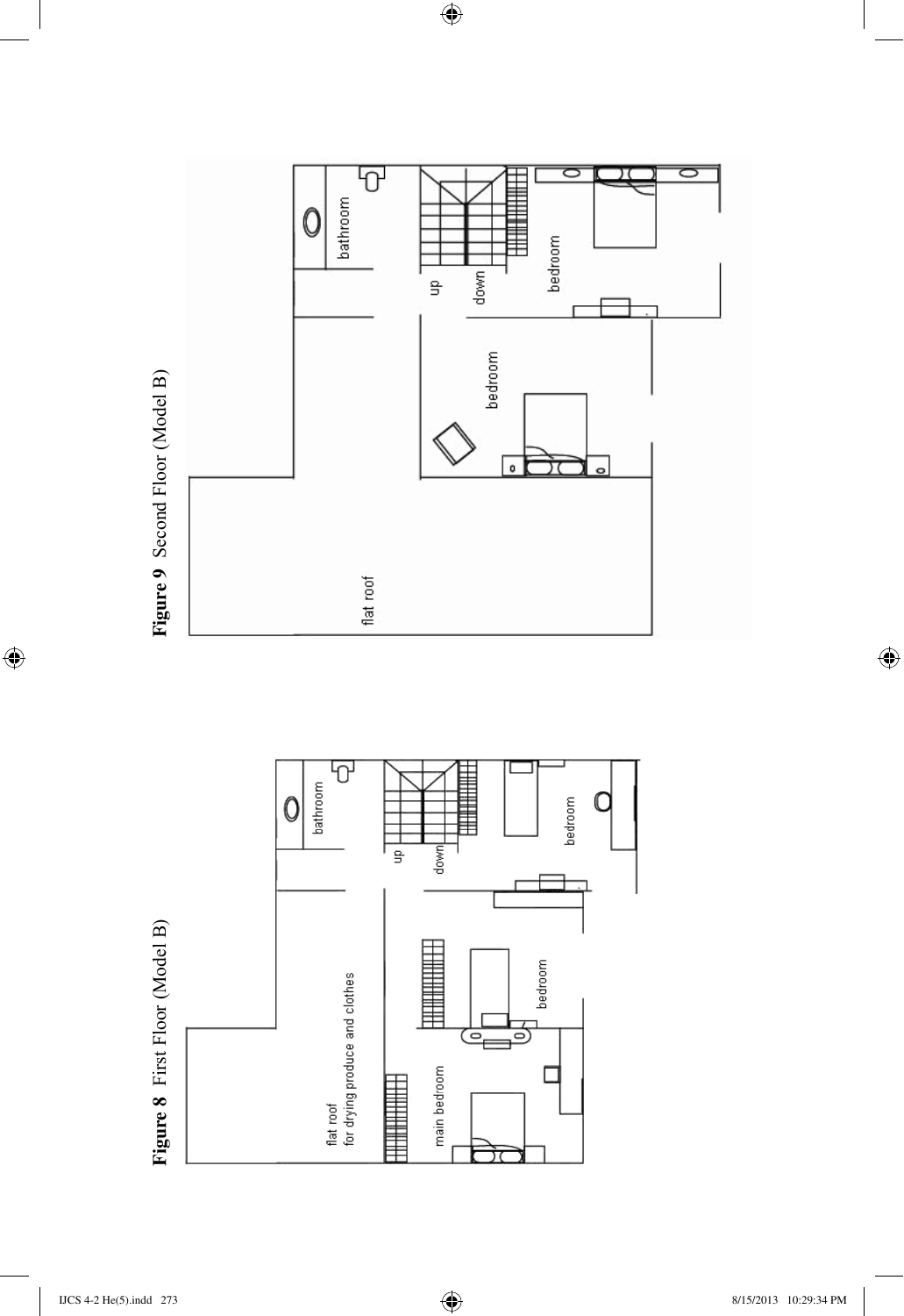**Figure 8** First Floor (Model B)

**Figure 9** Second Floor (Model B)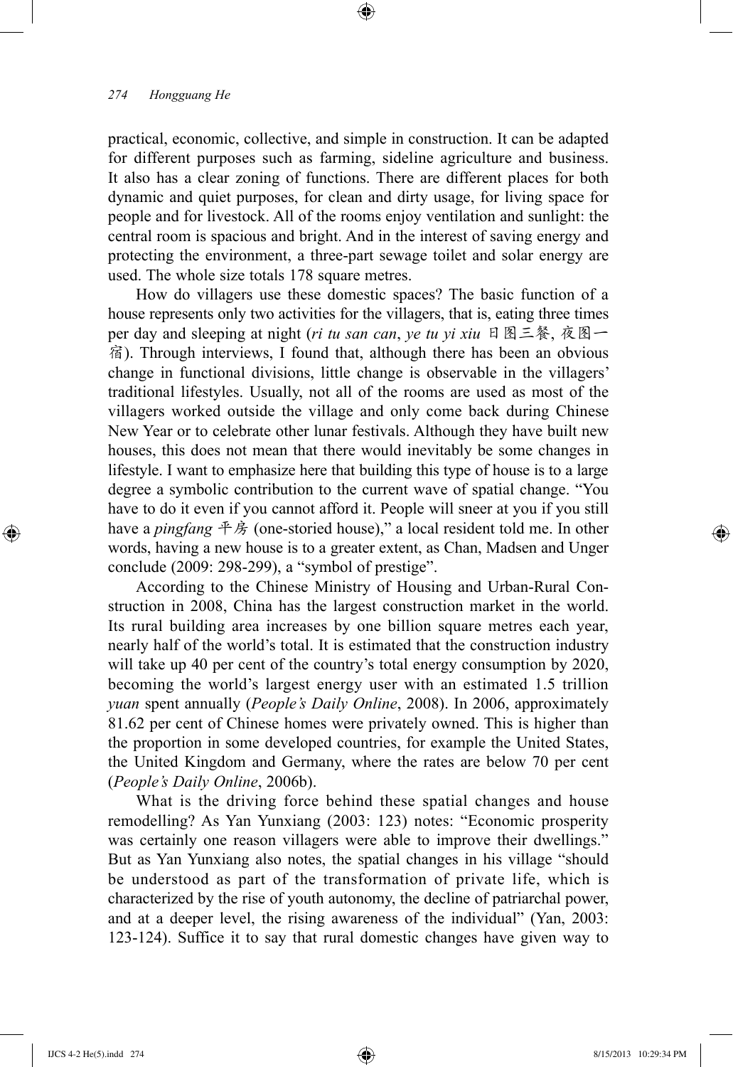practical, economic, collective, and simple in construction. It can be adapted for different purposes such as farming, sideline agriculture and business. It also has a clear zoning of functions. There are different places for both dynamic and quiet purposes, for clean and dirty usage, for living space for people and for livestock. All of the rooms enjoy ventilation and sunlight: the central room is spacious and bright. And in the interest of saving energy and protecting the environment, a three-part sewage toilet and solar energy are used. The whole size totals 178 square metres.

How do villagers use these domestic spaces? The basic function of a house represents only two activities for the villagers, that is, eating three times per day and sleeping at night (*ri tu san can*, *ye tu yi xiu* 日图三餐, 夜图一宿). Through interviews, I found that, although there has been an obvious change in functional divisions, little change is observable in the villagers' traditional lifestyles. Usually, not all of the rooms are used as most of the villagers worked outside the village and only come back during Chinese New Year or to celebrate other lunar festivals. Although they have built new houses, this does not mean that there would inevitably be some changes in lifestyle. I want to emphasize here that building this type of house is to a large degree a symbolic contribution to the current wave of spatial change. "You have to do it even if you cannot afford it. People will sneer at you if you still have a *pingfang* 平房 (one-storied house)," a local resident told me. In other words, having a new house is to a greater extent, as Chan, Madsen and Unger conclude (2009: 298-299), a "symbol of prestige".

According to the Chinese Ministry of Housing and Urban-Rural Construction in 2008, China has the largest construction market in the world. Its rural building area increases by one billion square metres each year, nearly half of the world's total. It is estimated that the construction industry will take up 40 per cent of the country's total energy consumption by 2020, becoming the world's largest energy user with an estimated 1.5 trillion *yuan* spent annually (*People's Daily Online*, 2008). In 2006, approximately 81.62 per cent of Chinese homes were privately owned. This is higher than the proportion in some developed countries, for example the United States, the United Kingdom and Germany, where the rates are below 70 per cent (*People's Daily Online*, 2006b).

What is the driving force behind these spatial changes and house remodelling? As Yan Yunxiang (2003: 123) notes: "Economic prosperity was certainly one reason villagers were able to improve their dwellings." But as Yan Yunxiang also notes, the spatial changes in his village "should be understood as part of the transformation of private life, which is characterized by the rise of youth autonomy, the decline of patriarchal power, and at a deeper level, the rising awareness of the individual" (Yan, 2003: 123-124). Suffice it to say that rural domestic changes have given way to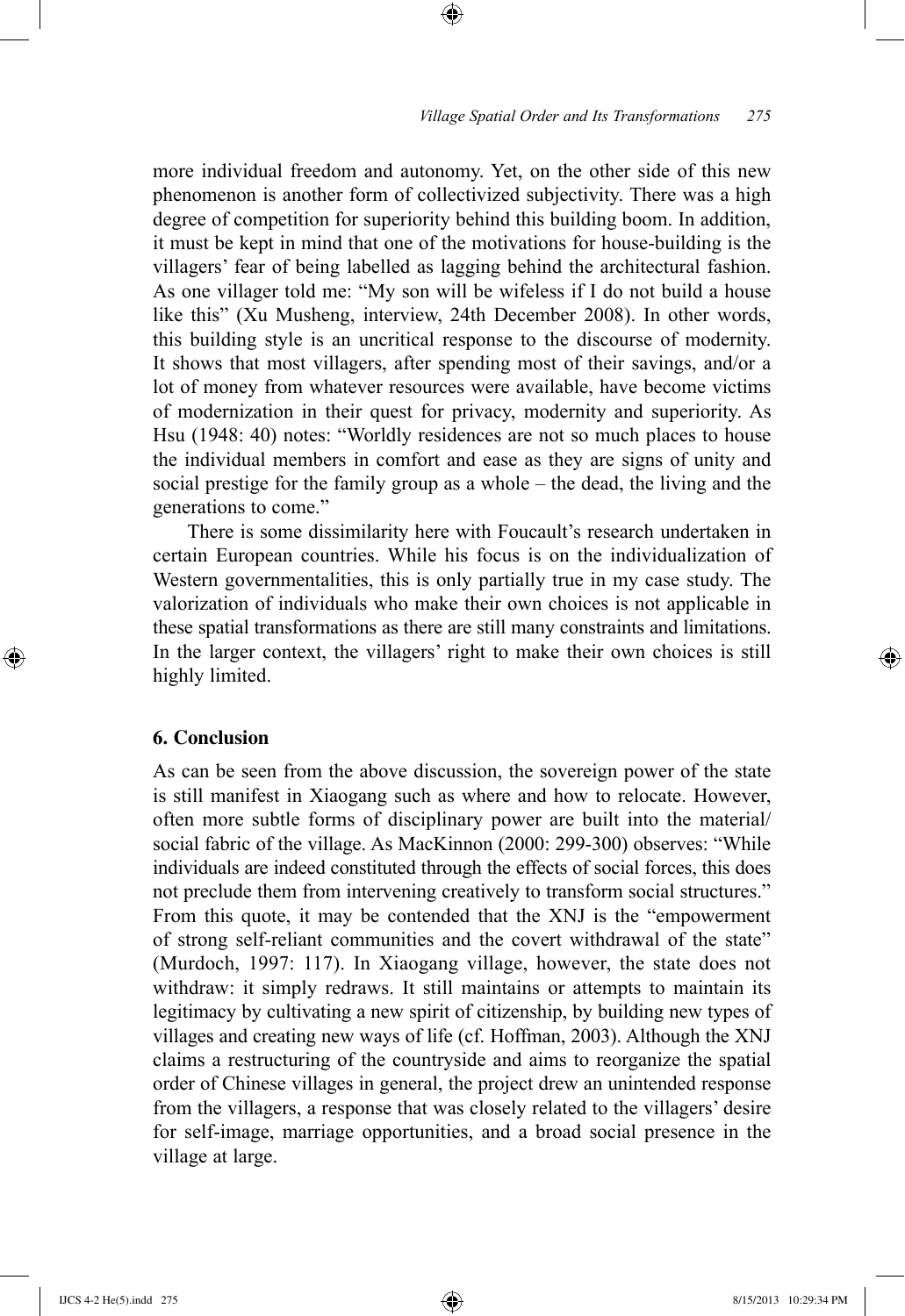more individual freedom and autonomy. Yet, on the other side of this new phenomenon is another form of collectivized subjectivity. There was a high degree of competition for superiority behind this building boom. In addition, it must be kept in mind that one of the motivations for house-building is the villagers' fear of being labelled as lagging behind the architectural fashion. As one villager told me: "My son will be wifeless if I do not build a house like this" (Xu Musheng, interview, 24th December 2008). In other words, this building style is an uncritical response to the discourse of modernity. It shows that most villagers, after spending most of their savings, and/or a lot of money from whatever resources were available, have become victims of modernization in their quest for privacy, modernity and superiority. As Hsu (1948: 40) notes: "Worldly residences are not so much places to house the individual members in comfort and ease as they are signs of unity and social prestige for the family group as a whole – the dead, the living and the generations to come."

There is some dissimilarity here with Foucault's research undertaken in certain European countries. While his focus is on the individualization of Western governmentalities, this is only partially true in my case study. The valorization of individuals who make their own choices is not applicable in these spatial transformations as there are still many constraints and limitations. In the larger context, the villagers' right to make their own choices is still highly limited.

## 6. Conclusion

As can be seen from the above discussion, the sovereign power of the state is still manifest in Xiaogang such as where and how to relocate. However, often more subtle forms of disciplinary power are built into the material/social fabric of the village. As MacKinnon (2000: 299-300) observes: "While individuals are indeed constituted through the effects of social forces, this does not preclude them from intervening creatively to transform social structures." From this quote, it may be contended that the XNJ is the "empowerment of strong self-reliant communities and the covert withdrawal of the state" (Murdoch, 1997: 117). In Xiaogang village, however, the state does not withdraw: it simply redraws. It still maintains or attempts to maintain its legitimacy by cultivating a new spirit of citizenship, by building new types of villages and creating new ways of life (cf. Hoffman, 2003). Although the XNJ claims a restructuring of the countryside and aims to reorganize the spatial order of Chinese villages in general, the project drew an unintended response from the villagers, a response that was closely related to the villagers' desire for self-image, marriage opportunities, and a broad social presence in the village at large.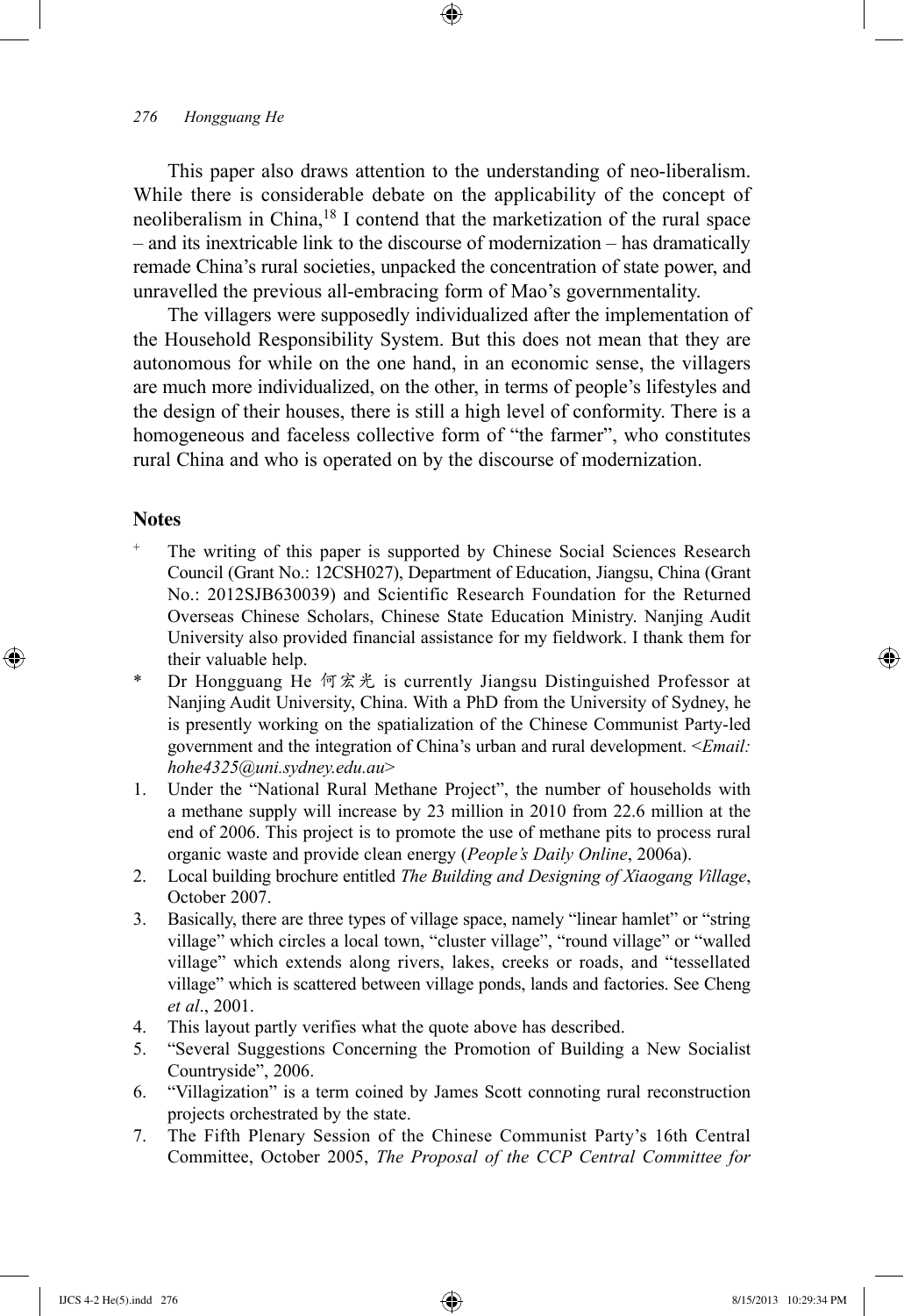This paper also draws attention to the understanding of neo-liberalism. While there is considerable debate on the applicability of the concept of neoliberalism in China,[18] I contend that the marketization of the rural space – and its inextricable link to the discourse of modernization – has dramatically remade China's rural societies, unpacked the concentration of state power, and unravelled the previous all-embracing form of Mao's governmentality.

The villagers were supposedly individualized after the implementation of the Household Responsibility System. But this does not mean that they are autonomous for while on the one hand, in an economic sense, the villagers are much more individualized, on the other, in terms of people's lifestyles and the design of their houses, there is still a high level of conformity. There is a homogeneous and faceless collective form of "the farmer", who constitutes rural China and who is operated on by the discourse of modernization.

## Notes

[+] The writing of this paper is supported by Chinese Social Sciences Research Council (Grant No.: 12CSH027), Department of Education, Jiangsu, China (Grant No.: 2012SJB630039) and Scientific Research Foundation for the Returned Overseas Chinese Scholars, Chinese State Education Ministry. Nanjing Audit University also provided financial assistance for my fieldwork. I thank them for their valuable help.

\* Dr Hongguang He 何宏光 is currently Jiangsu Distinguished Professor at Nanjing Audit University, China. With a PhD from the University of Sydney, he is presently working on the spatialization of the Chinese Communist Party-led government and the integration of China's urban and rural development. <*Email: hohe4325@uni.sydney.edu.au*>

1. Under the "National Rural Methane Project", the number of households with a methane supply will increase by 23 million in 2010 from 22.6 million at the end of 2006. This project is to promote the use of methane pits to process rural organic waste and provide clean energy (*People's Daily Online*, 2006a).
2. Local building brochure entitled *The Building and Designing of Xiaogang Village*, October 2007.
3. Basically, there are three types of village space, namely "linear hamlet" or "string village" which circles a local town, "cluster village", "round village" or "walled village" which extends along rivers, lakes, creeks or roads, and "tessellated village" which is scattered between village ponds, lands and factories. See Cheng *et al*., 2001.
4. This layout partly verifies what the quote above has described.
5. "Several Suggestions Concerning the Promotion of Building a New Socialist Countryside", 2006.
6. "Villagization" is a term coined by James Scott connoting rural reconstruction projects orchestrated by the state.
7. The Fifth Plenary Session of the Chinese Communist Party's 16th Central Committee, October 2005, *The Proposal of the CCP Central Committee for*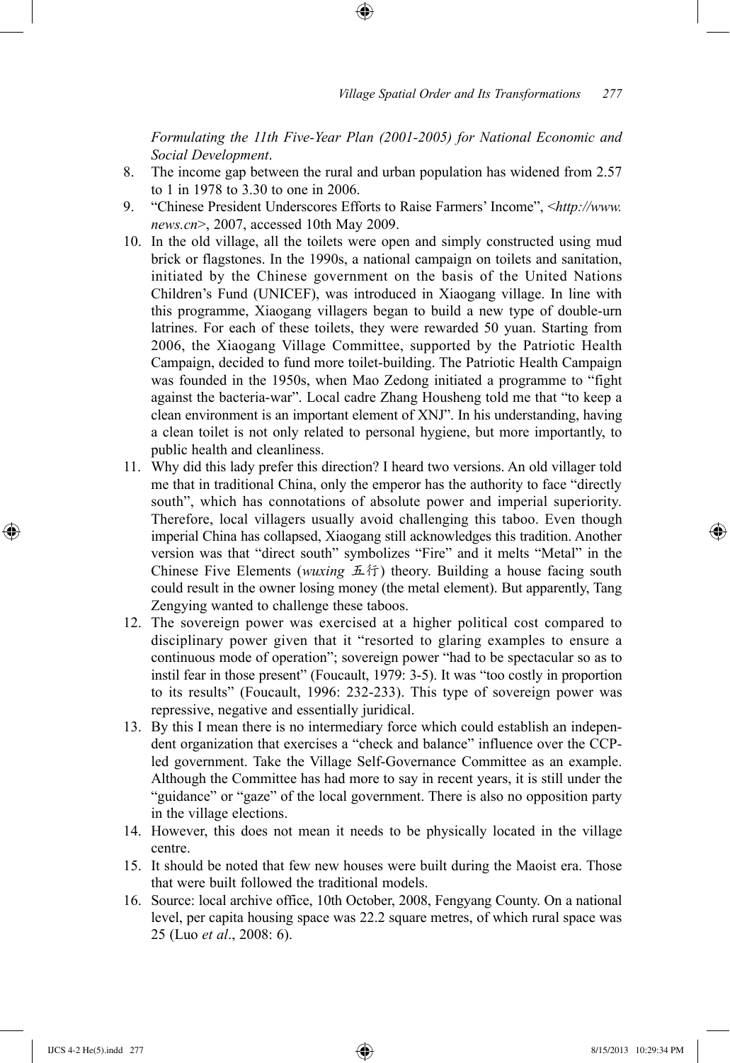*Formulating the 11th Five-Year Plan (2001-2005) for National Economic and Social Development*.

8. The income gap between the rural and urban population has widened from 2.57 to 1 in 1978 to 3.30 to one in 2006.
9. "Chinese President Underscores Efforts to Raise Farmers' Income", <*http://www.news.cn*>, 2007, accessed 10th May 2009.
10. In the old village, all the toilets were open and simply constructed using mud brick or flagstones. In the 1990s, a national campaign on toilets and sanitation, initiated by the Chinese government on the basis of the United Nations Children's Fund (UNICEF), was introduced in Xiaogang village. In line with this programme, Xiaogang villagers began to build a new type of double-urn latrines. For each of these toilets, they were rewarded 50 yuan. Starting from 2006, the Xiaogang Village Committee, supported by the Patriotic Health Campaign, decided to fund more toilet-building. The Patriotic Health Campaign was founded in the 1950s, when Mao Zedong initiated a programme to "fight against the bacteria-war". Local cadre Zhang Housheng told me that "to keep a clean environment is an important element of XNJ". In his understanding, having a clean toilet is not only related to personal hygiene, but more importantly, to public health and cleanliness.
11. Why did this lady prefer this direction? I heard two versions. An old villager told me that in traditional China, only the emperor has the authority to face "directly south", which has connotations of absolute power and imperial superiority. Therefore, local villagers usually avoid challenging this taboo. Even though imperial China has collapsed, Xiaogang still acknowledges this tradition. Another version was that "direct south" symbolizes "Fire" and it melts "Metal" in the Chinese Five Elements (*wuxing* 五行) theory. Building a house facing south could result in the owner losing money (the metal element). But apparently, Tang Zengying wanted to challenge these taboos.
12. The sovereign power was exercised at a higher political cost compared to disciplinary power given that it "resorted to glaring examples to ensure a continuous mode of operation"; sovereign power "had to be spectacular so as to instil fear in those present" (Foucault, 1979: 3-5). It was "too costly in proportion to its results" (Foucault, 1996: 232-233). This type of sovereign power was repressive, negative and essentially juridical.
13. By this I mean there is no intermediary force which could establish an independent organization that exercises a "check and balance" influence over the CCP-led government. Take the Village Self-Governance Committee as an example. Although the Committee has had more to say in recent years, it is still under the "guidance" or "gaze" of the local government. There is also no opposition party in the village elections.
14. However, this does not mean it needs to be physically located in the village centre.
15. It should be noted that few new houses were built during the Maoist era. Those that were built followed the traditional models.
16. Source: local archive office, 10th October, 2008, Fengyang County. On a national level, per capita housing space was 22.2 square metres, of which rural space was 25 (Luo *et al*., 2008: 6).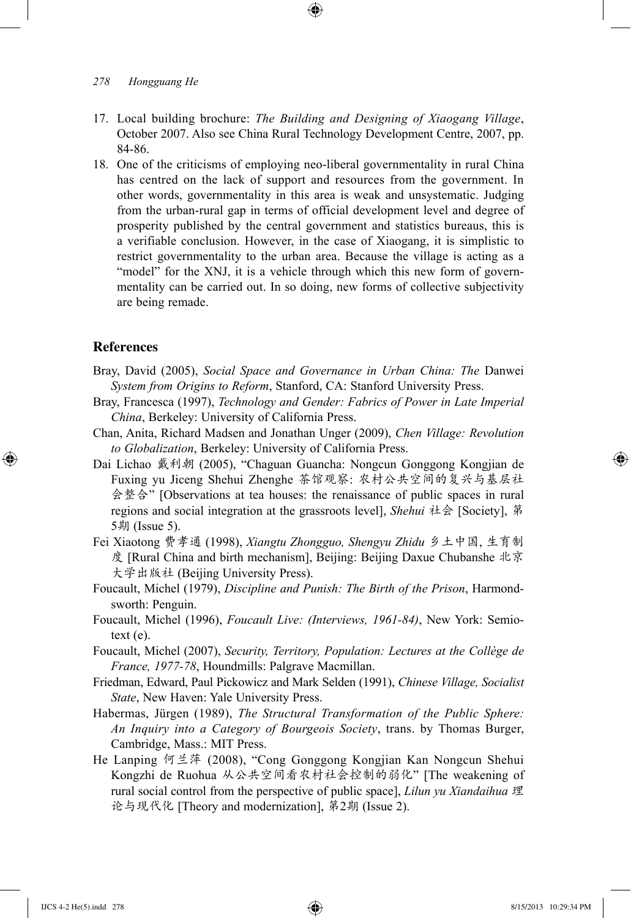17. Local building brochure: *The Building and Designing of Xiaogang Village*, October 2007. Also see China Rural Technology Development Centre, 2007, pp. 84-86.
18. One of the criticisms of employing neo-liberal governmentality in rural China has centred on the lack of support and resources from the government. In other words, governmentality in this area is weak and unsystematic. Judging from the urban-rural gap in terms of official development level and degree of prosperity published by the central government and statistics bureaus, this is a verifiable conclusion. However, in the case of Xiaogang, it is simplistic to restrict governmentality to the urban area. Because the village is acting as a "model" for the XNJ, it is a vehicle through which this new form of governmentality can be carried out. In so doing, new forms of collective subjectivity are being remade.

## References

Bray, David (2005), *Social Space and Governance in Urban China: The* Danwei *System from Origins to Reform*, Stanford, CA: Stanford University Press.

Bray, Francesca (1997), *Technology and Gender: Fabrics of Power in Late Imperial China*, Berkeley: University of California Press.

Chan, Anita, Richard Madsen and Jonathan Unger (2009), *Chen Village: Revolution to Globalization*, Berkeley: University of California Press.

Dai Lichao 戴利朝 (2005), "Chaguan Guancha: Nongcun Gonggong Kongjian de Fuxing yu Jiceng Shehui Zhenghe 茶馆观察: 农村公共空间的复兴与基层社会整合" [Observations at tea houses: the renaissance of public spaces in rural regions and social integration at the grassroots level], *Shehui* 社会 [Society], 第5期 (Issue 5).

Fei Xiaotong 费孝通 (1998), *Xiangtu Zhongguo, Shengyu Zhidu* 乡土中国, 生育制度 [Rural China and birth mechanism], Beijing: Beijing Daxue Chubanshe 北京大学出版社 (Beijing University Press).

Foucault, Michel (1979), *Discipline and Punish: The Birth of the Prison*, Harmondsworth: Penguin.

Foucault, Michel (1996), *Foucault Live: (Interviews, 1961-84)*, New York: Semiotext (e).

Foucault, Michel (2007), *Security, Territory, Population: Lectures at the Collège de France, 1977-78*, Houndmills: Palgrave Macmillan.

Friedman, Edward, Paul Pickowicz and Mark Selden (1991), *Chinese Village, Socialist State*, New Haven: Yale University Press.

Habermas, Jürgen (1989), *The Structural Transformation of the Public Sphere: An Inquiry into a Category of Bourgeois Society*, trans. by Thomas Burger, Cambridge, Mass.: MIT Press.

He Lanping 何兰萍 (2008), "Cong Gonggong Kongjian Kan Nongcun Shehui Kongzhi de Ruohua 从公共空间看农村社会控制的弱化" [The weakening of rural social control from the perspective of public space], *Lilun yu Xiandaihua* 理论与现代化 [Theory and modernization], 第2期 (Issue 2).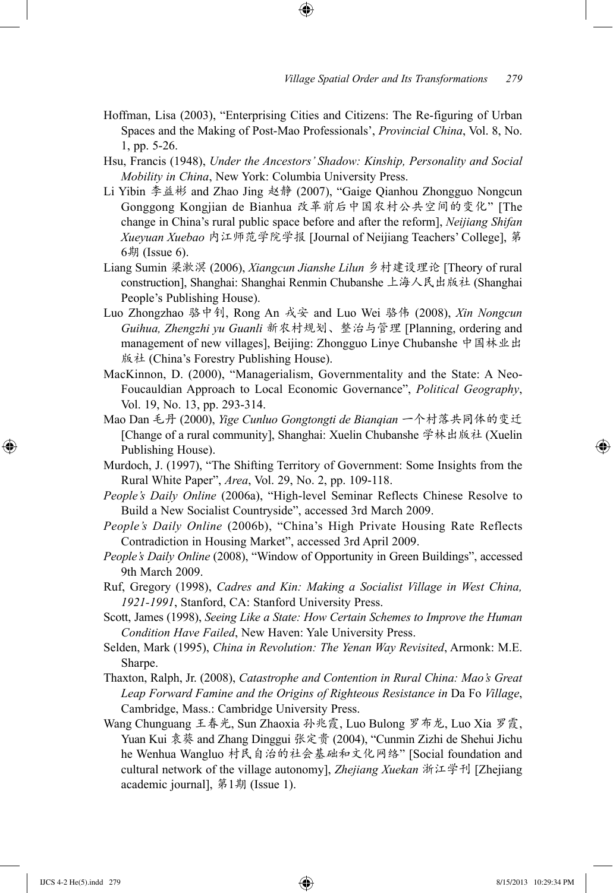Hoffman, Lisa (2003), "Enterprising Cities and Citizens: The Re-figuring of Urban Spaces and the Making of Post-Mao Professionals', *Provincial China*, Vol. 8, No. 1, pp. 5-26.

Hsu, Francis (1948), *Under the Ancestors' Shadow: Kinship, Personality and Social Mobility in China*, New York: Columbia University Press.

Li Yibin 李益彬 and Zhao Jing 赵静 (2007), "Gaige Qianhou Zhongguo Nongcun Gonggong Kongjian de Bianhua 改革前后中国农村公共空间的变化" [The change in China's rural public space before and after the reform], *Neijiang Shifan Xueyuan Xuebao* 内江师范学院学报 [Journal of Neijiang Teachers' College], 第6期 (Issue 6).

Liang Sumin 梁漱溟 (2006), *Xiangcun Jianshe Lilun* 乡村建设理论 [Theory of rural construction], Shanghai: Shanghai Renmin Chubanshe 上海人民出版社 (Shanghai People's Publishing House).

Luo Zhongzhao 骆中钊, Rong An 戎安 and Luo Wei 骆伟 (2008), *Xin Nongcun Guihua, Zhengzhi yu Guanli* 新农村规划、整治与管理 [Planning, ordering and management of new villages], Beijing: Zhongguo Linye Chubanshe 中国林业出版社 (China's Forestry Publishing House).

MacKinnon, D. (2000), "Managerialism, Governmentality and the State: A Neo-Foucauldian Approach to Local Economic Governance", *Political Geography*, Vol. 19, No. 13, pp. 293-314.

Mao Dan 毛丹 (2000), *Yige Cunluo Gongtongti de Bianqian* 一个村落共同体的变迁 [Change of a rural community], Shanghai: Xuelin Chubanshe 学林出版社 (Xuelin Publishing House).

Murdoch, J. (1997), "The Shifting Territory of Government: Some Insights from the Rural White Paper", *Area*, Vol. 29, No. 2, pp. 109-118.

*People's Daily Online* (2006a), "High-level Seminar Reflects Chinese Resolve to Build a New Socialist Countryside", accessed 3rd March 2009.

*People's Daily Online* (2006b), "China's High Private Housing Rate Reflects Contradiction in Housing Market", accessed 3rd April 2009.

*People's Daily Online* (2008), "Window of Opportunity in Green Buildings", accessed 9th March 2009.

Ruf, Gregory (1998), *Cadres and Kin: Making a Socialist Village in West China, 1921-1991*, Stanford, CA: Stanford University Press.

Scott, James (1998), *Seeing Like a State: How Certain Schemes to Improve the Human Condition Have Failed*, New Haven: Yale University Press.

Selden, Mark (1995), *China in Revolution: The Yenan Way Revisited*, Armonk: M.E. Sharpe.

Thaxton, Ralph, Jr. (2008), *Catastrophe and Contention in Rural China: Mao's Great Leap Forward Famine and the Origins of Righteous Resistance in* Da Fo *Village*, Cambridge, Mass.: Cambridge University Press.

Wang Chunguang 王春光, Sun Zhaoxia 孙兆霞, Luo Bulong 罗布龙, Luo Xia 罗霞, Yuan Kui 袁葵 and Zhang Dinggui 张定贵 (2004), "Cunmin Zizhi de Shehui Jichu he Wenhua Wangluo 村民自治的社会基础和文化网络" [Social foundation and cultural network of the village autonomy], *Zhejiang Xuekan* 浙江学刊 [Zhejiang academic journal], 第1期 (Issue 1).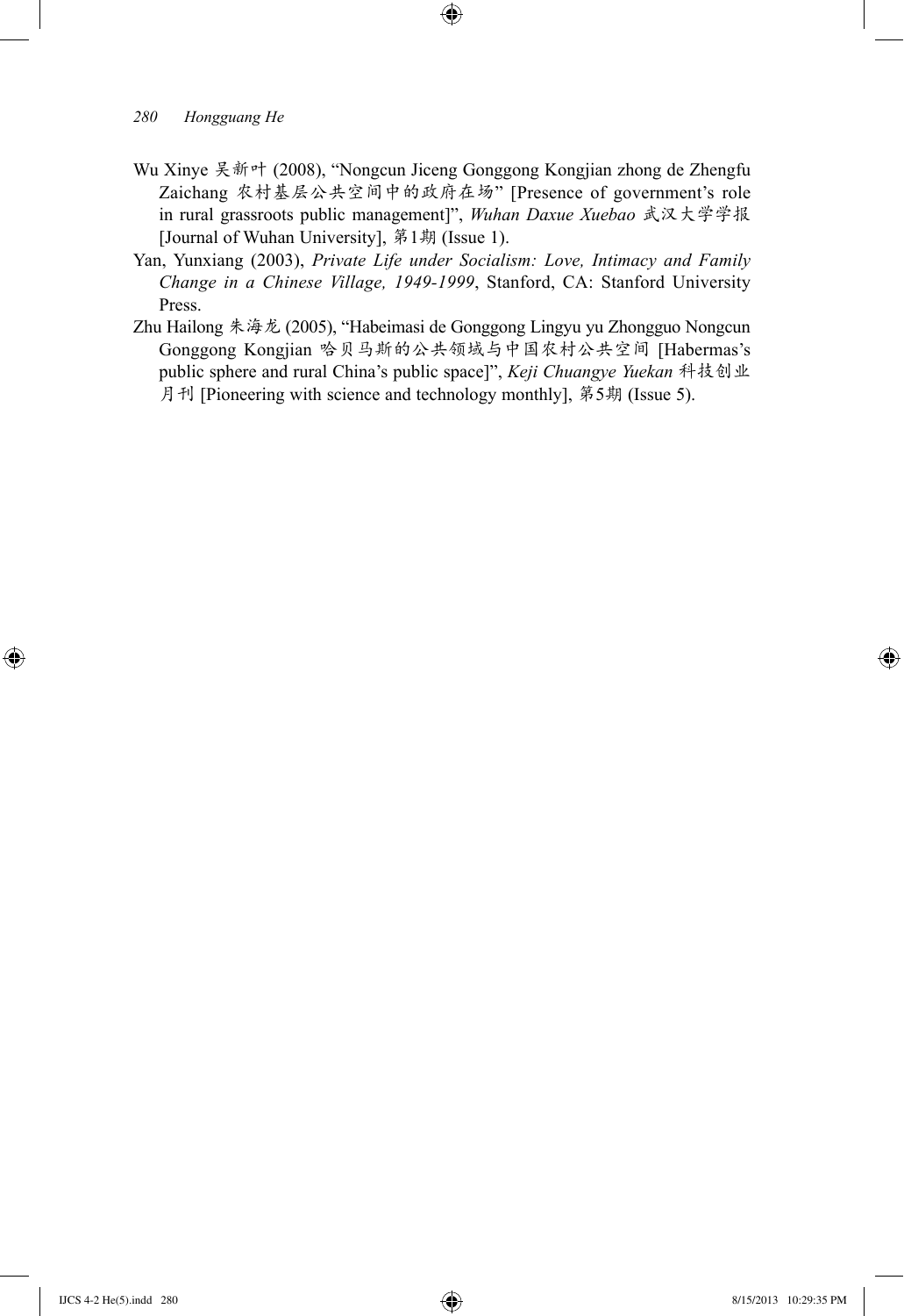Wu Xinye 吴新叶 (2008), "Nongcun Jiceng Gonggong Kongjian zhong de Zhengfu Zaichang 农村基层公共空间中的政府在场" [Presence of government's role in rural grassroots public management]", *Wuhan Daxue Xuebao* 武汉大学学报 [Journal of Wuhan University], 第1期 (Issue 1).

Yan, Yunxiang (2003), *Private Life under Socialism: Love, Intimacy and Family Change in a Chinese Village, 1949-1999*, Stanford, CA: Stanford University Press.

Zhu Hailong 朱海龙 (2005), "Habeimasi de Gonggong Lingyu yu Zhongguo Nongcun Gonggong Kongjian 哈贝马斯的公共领域与中国农村公共空间 [Habermas's public sphere and rural China's public space]", *Keji Chuangye Yuekan* 科技创业月刊 [Pioneering with science and technology monthly], 第5期 (Issue 5).